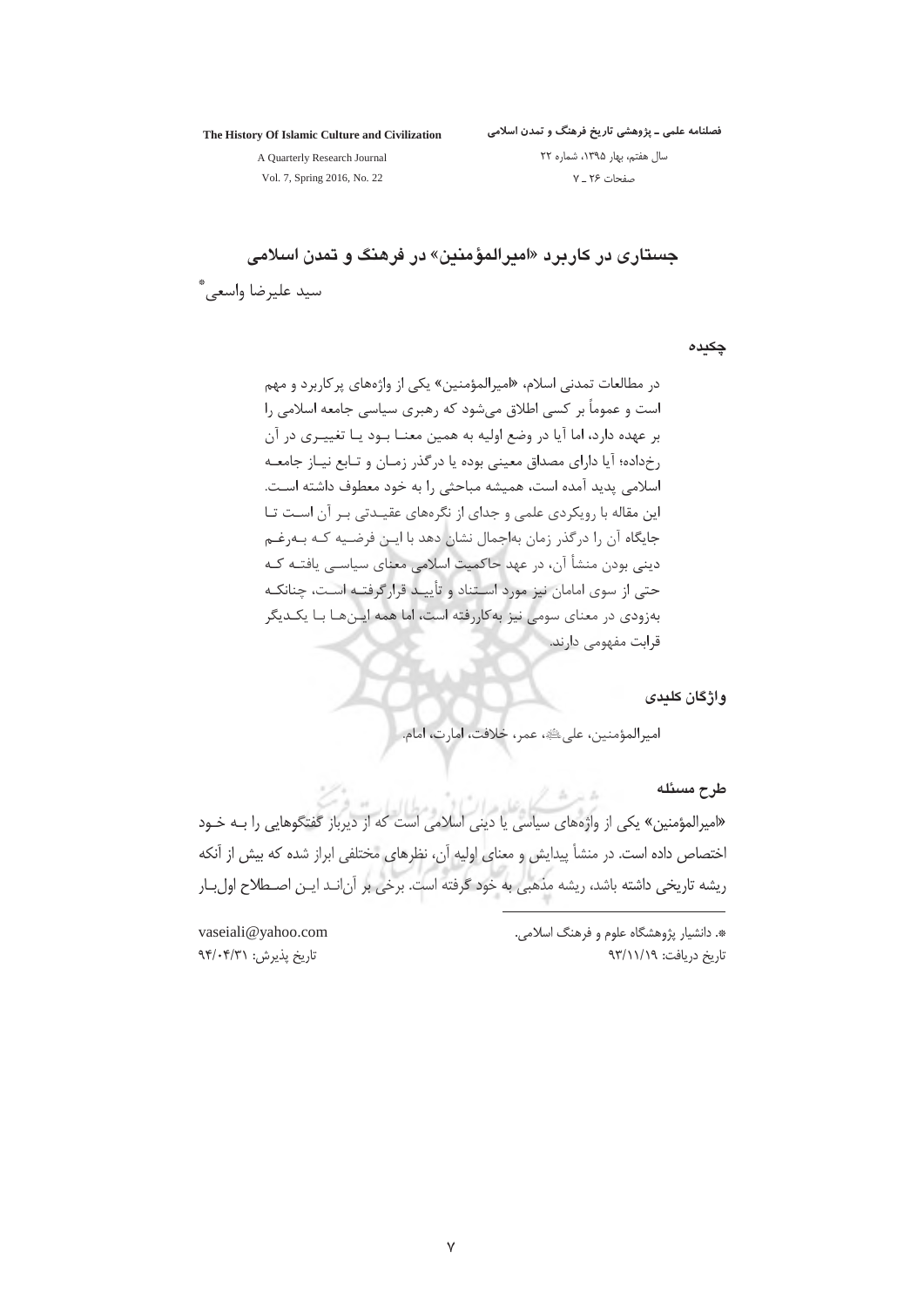# جستاری در کاربرد «امیرالمؤمنین» در فرهنگ و تمدن اسلامی

سید علیرضا واسعی[*]

## چکیده

در مطالعات تمدنی اسلام، «امیرالمؤمنین» یکی از واژه‌های پرکاربرد و مهم است و عموماً بر کسی اطلاق می‌شود که رهبری سیاسی جامعه اسلامی را بر عهده دارد، اما آیا در وضع اولیه به همین معنا بود یا تغییری در آن رخداده؛ آیا دارای مصداق معینی بوده یا درگذر زمان و تابع نیاز جامعه اسلامی پدید آمده است، همیشه مباحثی را به خود معطوف داشته است. این مقاله با رویکردی علمی و جدای از نگره‌های عقیدتی بر آن است تا جایگاه آن را درگذر زمان به‌اجمال نشان دهد با این فرضیه که به‌رغم دینی بودن منشأ آن، در عهد حاکمیت اسلامی معنای سیاسی یافته که حتی از سوی امامان نیز مورد استناد و تأیید قرارگرفته است، چنانکه به‌زودی در معنای سومی نیز به‌کاررفته است، اما همه این‌ها با یکدیگر قرابت مفهومی دارند.

## واژگان کلیدی

امیرالمؤمنین، علی ﷺ، عمر، خلافت، امارت، امام.

## طرح مسئله

«امیرالمؤمنین» یکی از واژه‌های سیاسی یا دینی اسلامی است که از دیرباز گفتگوهایی را به خود اختصاص داده است. در منشأ پیدایش و معنای اولیه آن، نظرهای مختلفی ابراز شده که بیش از آنکه ریشه تاریخی داشته باشد، ریشه مذهبی به خود گرفته است. برخی بر آن‌اند این اصطلاح اول‌بار

---

[*] دانشیار پژوهشگاه علوم و فرهنگ اسلامی. vaseiali@yahoo.com

تاریخ دریافت: ۹۳/۱۱/۱۹ تاریخ پذیرش: ۹۴/۰۴/۳۱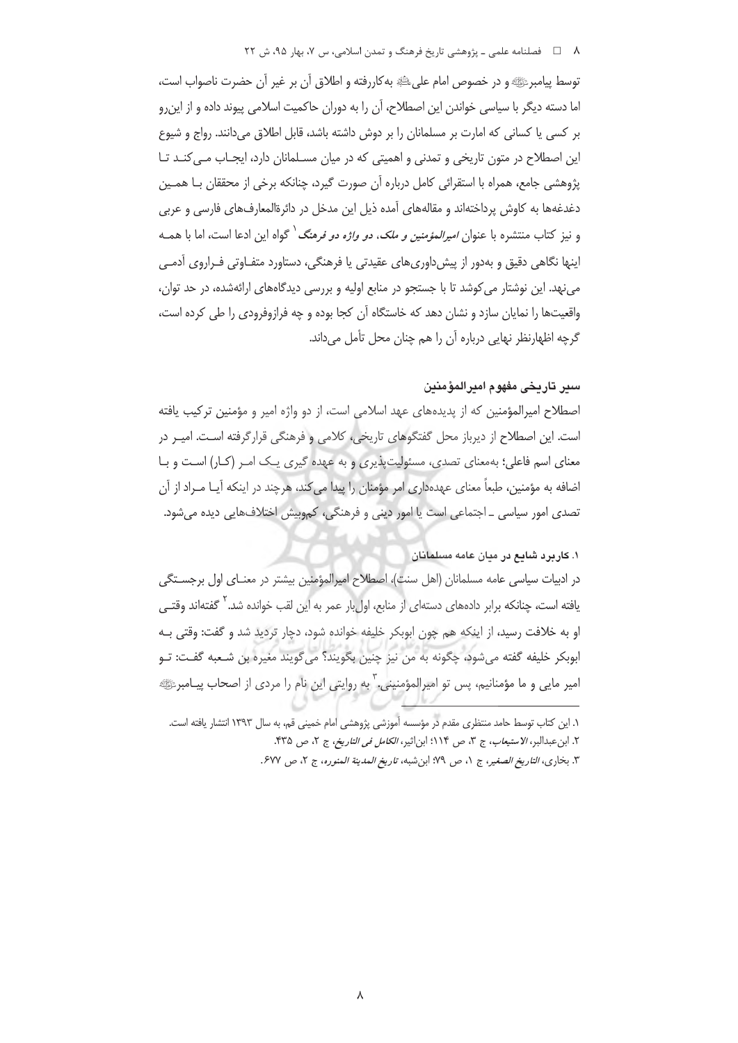توسط پیامبرﷺ و در خصوص امام علیؑ به‌کاررفته و اطلاق آن بر غیر آن حضرت ناصواب است، اما دسته دیگر با سیاسی خواندن این اصطلاح، آن را به دوران حاکمیت اسلامی پیوند داده و از این‌رو بر کسی یا کسانی که امارت بر مسلمانان را بر دوش داشته باشد، قابل اطلاق می‌دانند. رواج و شیوع این اصطلاح در متون تاریخی و تمدنی و اهمیتی که در میان مسلمانان دارد، ایجاب می‌کند تا پژوهشی جامع، همراه با استقرائی کامل درباره آن صورت گیرد، چنانکه برخی از محققان با همین دغدغه‌ها به کاوش پرداخته‌اند و مقاله‌های آمده ذیل این مدخل در دائرةالمعارف‌های فارسی و عربی و نیز کتاب منتشره با عنوان *امیرالمؤمنین و ملک، دو واژه دو فرهنگ*[1] گواه این ادعا است، اما با همه اینها نگاهی دقیق و به‌دور از پیش‌داوری‌های عقیدتی یا فرهنگی، دستاورد متفاوتی فراروی آدمی می‌نهد. این نوشتار می‌کوشد تا با جستجو در منابع اولیه و بررسی دیدگاه‌های ارائه‌شده، در حد توان، واقعیت‌ها را نمایان سازد و نشان دهد که خاستگاه آن کجا بوده و چه فرازوفرودی را طی کرده است، گرچه اظهارنظر نهایی درباره آن را هم چنان محل تأمل می‌داند.

## سیر تاریخی مفهوم امیرالمؤمنین

اصطلاح امیرالمؤمنین که از پدیده‌های عهد اسلامی است، از دو واژه امیر و مؤمنین ترکیب یافته است. این اصطلاح از دیرباز محل گفتگوهای تاریخی، کلامی و فرهنگی قرارگرفته است. امیر در معنای اسم فاعلی؛ به‌معنای تصدی، مسئولیت‌پذیری و به عهده گیری یک امر (کار) است و با اضافه به مؤمنین، طبعاً معنای عهده‌داری امر مؤمنان را پیدا می‌کند، هرچند در اینکه آیا مراد از آن تصدی امور سیاسی ـ اجتماعی است یا امور دینی و فرهنگی، کم‌وبیش اختلاف‌هایی دیده می‌شود.

### ۱. کاربرد شایع در میان عامه مسلمانان

در ادبیات سیاسی عامه مسلمانان (اهل سنت)، اصطلاح امیرالمؤمنین بیشتر در معنای اول برجستگی یافته است، چنانکه برابر داده‌های دسته‌ای از منابع، اول‌بار عمر به این لقب خوانده شد.[2] گفته‌اند وقتی او به خلافت رسید، از اینکه هم چون ابوبکر خلیفه خوانده شود، دچار تردید شد و گفت: وقتی به ابوبکر خلیفه گفته می‌شود، چگونه به من نیز چنین بگویند؟ می‌گویند مغیره بن شعبه گفت: تو امیر مایی و ما مؤمنانیم، پس تو امیرالمؤمنینی.[3] به روایتی این نام را مردی از اصحاب پیامبرﷺ

---

۱. این کتاب توسط حامد منتظری مقدم در مؤسسه آموزشی پژوهشی امام خمینی قم، به سال ۱۳۹۳ انتشار یافته است.

۲. ابن‌عبدالبر، *الاستیعاب*، ج ۳، ص ۱۱۴؛ ابن‌اثیر، *الکامل فی التاریخ*، ج ۲، ص ۴۳۵.

۳. بخاری، *التاریخ الصغیر*، ج ۱، ص ۷۹؛ ابن‌شبه، *تاریخ المدینة المنوره*، ج ۲، ص ۶۷۷.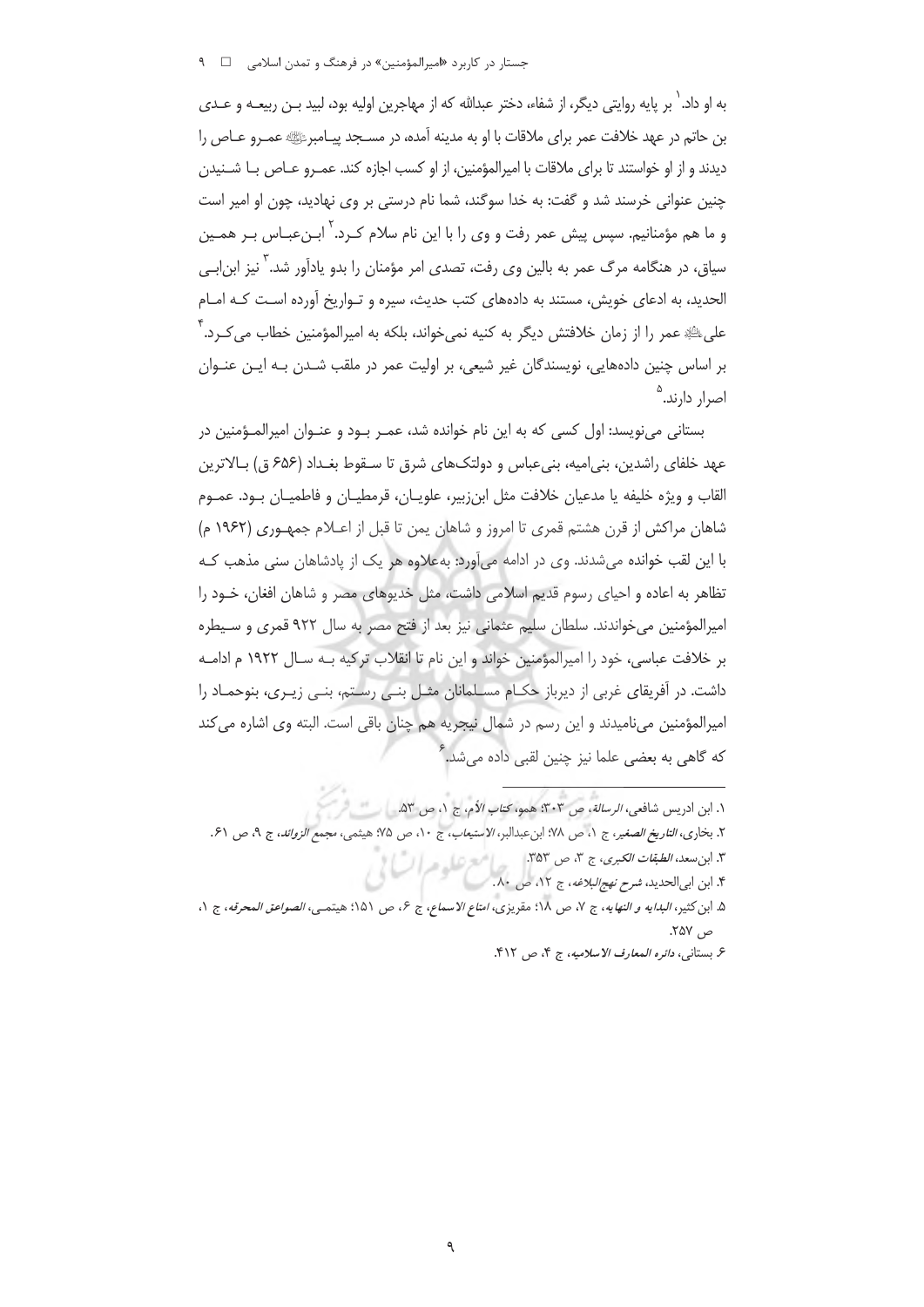به او داد.[1] بر پایه روایتی دیگر، از شفاء، دختر عبدالله که از مهاجرین اولیه بود، لبید بن ربیعه و عدی بن حاتم در عهد خلافت عمر برای ملاقات با او به مدینه آمده، در مسجد پیامبرﷺ عمرو عاص را دیدند و از او خواستند تا برای ملاقات با امیرالمؤمنین، از او کسب اجازه کند. عمرو عاص با شنیدن چنین عنوانی خرسند شد و گفت: به خدا سوگند، شما نام درستی بر وی نهادید، چون او امیر است و ما هم مؤمنانیم. سپس پیش عمر رفت و وی را با این نام سلام کرد.[2] ابن‌عباس بر همین سیاق، در هنگامه مرگ عمر به بالین وی رفت، تصدی امر مؤمنان را بدو یادآور شد.[3] نیز ابن‌ابی الحدید، به ادعای خویش، مستند به داده‌های کتب حدیث، سیره و تواریخ آورده است که امام علیؑ عمر را از زمان خلافتش دیگر به کنیه نمی‌خواند، بلکه به امیرالمؤمنین خطاب می‌کرد.[4] بر اساس چنین داده‌هایی، نویسندگان غیر شیعی، بر اولیت عمر در ملقب شدن به این عنوان اصرار دارند.[5]

بستانی می‌نویسد: اول کسی که به این نام خوانده شد، عمر بود و عنوان امیرالمؤمنین در عهد خلفای راشدین، بنی‌امیه، بنی‌عباس و دولتک‌های شرق تا سقوط بغداد (۶۵۶ ق) بالاترین القاب و ویژه خلیفه یا مدعیان خلافت مثل ابن‌زبیر، علویان، قرمطیان و فاطمیان بود. عموم شاهان مراکش از قرن هشتم قمری تا امروز و شاهان یمن تا قبل از اعلام جمهوری (۱۹۶۲ م) با این لقب خوانده می‌شدند. وی در ادامه می‌آورد: به‌علاوه هر یک از پادشاهان سنی مذهب که تظاهر به اعاده و احیای رسوم قدیم اسلامی داشت، مثل خدیوهای مصر و شاهان افغان، خود را امیرالمؤمنین می‌خواندند. سلطان سلیم عثمانی نیز بعد از فتح مصر به سال ۹۲۲ قمری و سیطره بر خلافت عباسی، خود را امیرالمؤمنین خواند و این نام تا انقلاب ترکیه به سال ۱۹۲۲ م ادامه داشت. در آفریقای غربی از دیرباز حکام مسلمانان مثل بنی رستم، بنی زیری، بنوحماد را امیرالمؤمنین می‌نامیدند و این رسم در شمال نیجریه هم چنان باقی است. البته وی اشاره می‌کند که گاهی به بعضی علما نیز چنین لقبی داده می‌شد.[6]

---

۱. ابن ادریس شافعی، *الرسالة*، ص ۳۰۲؛ همو، *کتاب الأم*، ج ۱، ص ۵۳.

۲. بخاری، *التاریخ الصغیر*، ج ۱، ص ۷۸؛ ابن‌عبدالبر، *الاستیعاب*، ج ۱۰، ص ۷۵؛ هیثمی، *مجمع الزوائد*، ج ۹، ص ۶۱.

۳. ابن‌سعد، *الطبقات الکبری*، ج ۳، ص ۳۵۳.

۴. ابن ابی‌الحدید، *شرح نهج‌البلاغه*، ج ۱۲، ص ۸۰.

۵. ابن کثیر، *البدایه و النهایه*، ج ۷، ص ۱۸؛ مقریزی، *امتاع الاسماع*، ج ۶، ص ۱۵۱؛ هیتمی، *الصواعق المحرقه*، ج ۱، ص ۲۵۷.

۶. بستانی، *دائره المعارف الاسلامیه*، ج ۴، ص ۴۱۲.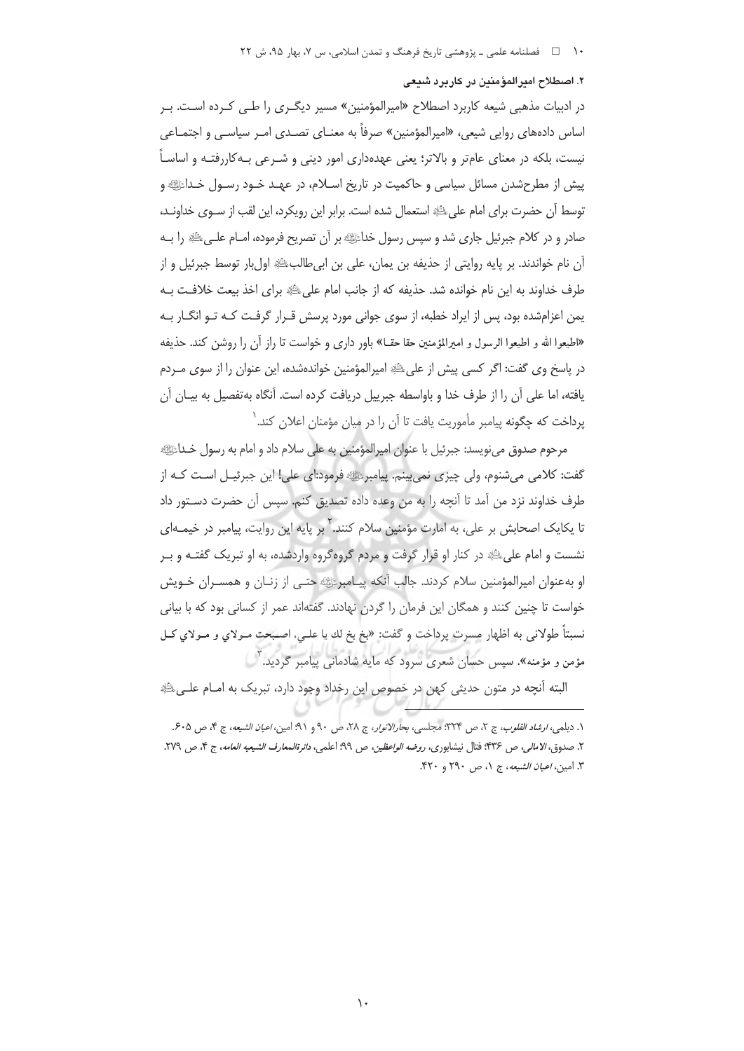## ۲. اصطلاح امیرالمؤمنین در کاربرد شیعی

در ادبیات مذهبی شیعه کاربرد اصطلاح «امیرالمؤمنین» مسیر دیگری را طی کرده است. بر اساس داده‌های روایی شیعی، «امیرالمؤمنین» صرفاً به معنای تصدی امر سیاسی و اجتماعی نیست، بلکه در معنای عام‌تر و بالاتر؛ یعنی عهده‌داری امور دینی و شرعی به‌کاررفته و اساساً پیش از مطرح‌شدن مسائل سیاسی و حاکمیت در تاریخ اسلام، در عهد خود رسول خدا ﷺ و توسط آن حضرت برای امام علی ؑ استعمال شده است. برابر این رویکرد، این لقب از سوی خداوند، صادر و در کلام جبرئیل جاری شد و سپس رسول خدا ﷺ بر آن تصریح فرموده، امام علی ؑ را به آن نام خواندند. بر پایه روایتی از حذیفه بن یمان، علی بن ابی‌طالب ؑ اول‌بار توسط جبرئیل و از طرف خداوند به این نام خوانده شد. حذیفه که از جانب امام علی ؑ برای اخذ بیعت خلافت به یمن اعزام‌شده بود، پس از ایراد خطبه، از سوی جوانی مورد پرسش قرار گرفت که تو انگار به «اطیعوا الله و اطیعوا الرسول و امیرالمؤمنین حقا حقا» باور داری و خواست تا راز آن را روشن کند. حذیفه در پاسخ وی گفت: اگر کسی پیش از علی ؑ امیرالمؤمنین خوانده‌شده، این عنوان را از سوی مردم یافته، اما علی آن را از طرف خدا و باواسطه جبرییل دریافت کرده است. آنگاه به‌تفصیل به بیان آن پرداخت که چگونه پیامبر مأموریت یافت تا آن را در میان مؤمنان اعلان کند.[1]

مرحوم صدوق می‌نویسد: جبرئیل با عنوان امیرالمؤمنین به علی سلام داد و امام به رسول خدا ﷺ گفت: کلامی می‌شنوم، ولی چیزی نمی‌بینم. پیامبر ﷺ فرمود: ای علی! این جبرئیل است که از طرف خداوند نزد من آمد تا آنچه را به من وعده داده تصدیق کنم. سپس آن حضرت دستور داد تا یکایک اصحابش بر علی، به امارت مؤمنین سلام کنند.[2] بر پایه این روایت، پیامبر در خیمه‌ای نشست و امام علی ؑ در کنار او قرار گرفت و مردم گروه‌گروه واردشده، به او تبریک گفته و بر او به‌عنوان امیرالمؤمنین سلام کردند. جالب آنکه پیامبر ﷺ حتی از زنان و همسران خویش خواست تا چنین کنند و همگان این فرمان را گردن نهادند. گفته‌اند عمر از کسانی بود که با بیانی نسبتاً طولانی به اظهار مسرت پرداخت و گفت: «بخ بخ لك يا علي، اصبحت مولاي و مولاي كل مؤمن و مؤمنه». سپس حسان شعری سرود که مایه شادمانی پیامبر گردید.[3]

البته آنچه در متون حدیثی کهن در خصوص این رخداد وجود دارد، تبریک به امام علی ؑ

---

۱. دیلمی، *ارشاد القلوب*، ج ۲، ص ۳۲۴؛ مجلسی، *بحارالانوار*، ج ۲۸، ص ۹۰ و ۹۱؛ امین، *اعیان الشیعه*، ج ۴، ص ۶۰۵.

۲. صدوق، *الامالی*، ص ۴۳۶؛ فتال نیشابوری، *روضه الواعظین*، ص ۹۹؛ اعلمی، *دائرةالمعارف الشیعیه العامه*، ج ۴، ص ۲۷۹.

۳. امین، *اعیان الشیعه*، ج ۱، ص ۲۹۰ و ۴۲۰.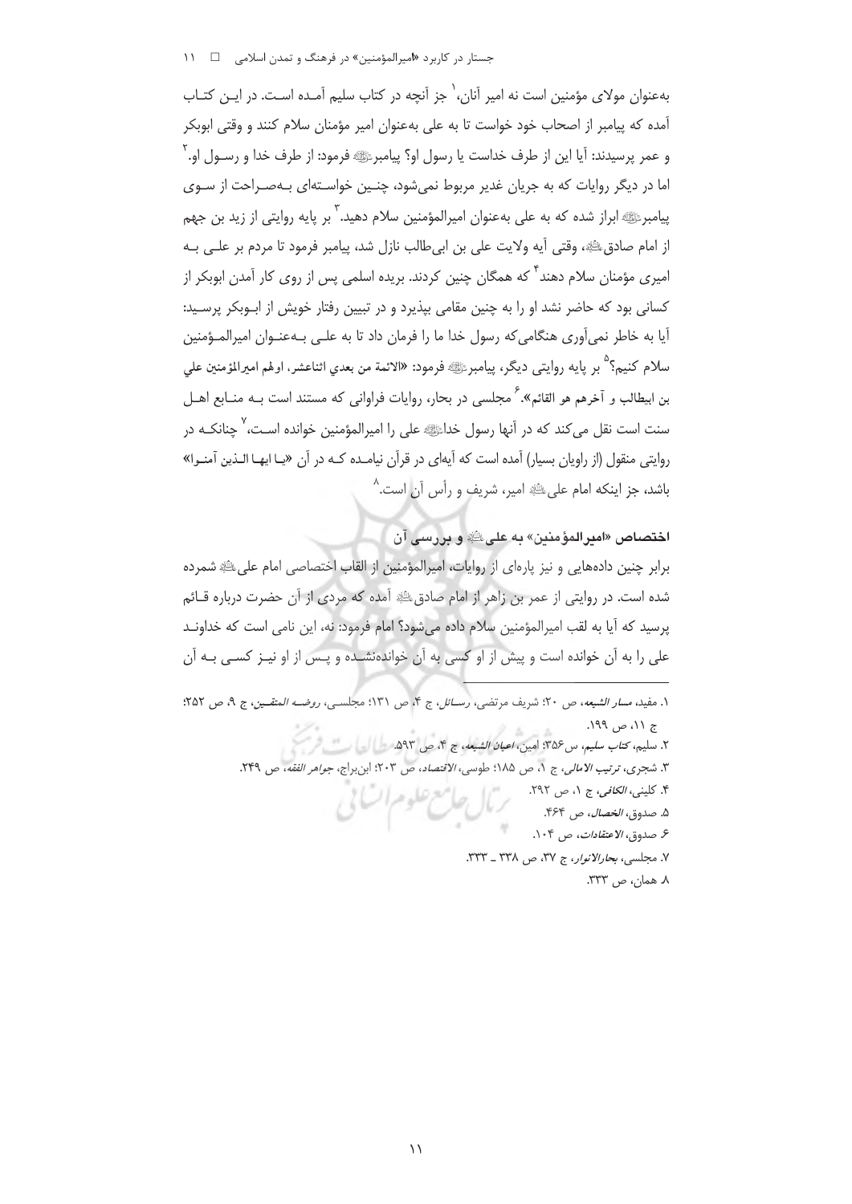به‌عنوان مولای مؤمنین است نه امیر آنان،[1] جز آنچه در کتاب سلیم آمده است. در این کتاب آمده که پیامبر از اصحاب خود خواست تا به علی به‌عنوان امیر مؤمنان سلام کنند و وقتی ابوبکر و عمر پرسیدند: آیا این از طرف خداست یا رسول او؟ پیامبرﷺ فرمود: از طرف خدا و رسول او.[2] اما در دیگر روایات که به جریان غدیر مربوط نمی‌شود، چنین خواسته‌ای به‌صراحت از سوی پیامبرﷺ ابراز شده که به علی به‌عنوان امیرالمؤمنین سلام دهید.[3] بر پایه روایتی از زید بن جهم از امام صادقؑ، وقتی آیه ولایت علی بن ابی‌طالب نازل شد، پیامبر فرمود تا مردم بر علی به امیری مؤمنان سلام دهند[4] که همگان چنین کردند. بریده اسلمی پس از روی کار آمدن ابوبکر از کسانی بود که حاضر نشد او را به چنین مقامی بپذیرد و در تبیین رفتار خویش از ابوبکر پرسید: آیا به خاطر نمی‌آوری هنگامی‌که رسول خدا ما را فرمان داد تا به علی به‌عنوان امیرالمؤمنین سلام کنیم؟[5] بر پایه روایتی دیگر، پیامبرﷺ فرمود: «الائمة من بعدي اثناعشر، اولهم امیرالمؤمنین علي بن ابیطالب و آخرهم هو القائم».[6] مجلسی در بحار، روایات فراوانی که مستند است به منابع اهل سنت است نقل می‌کند که در آنها رسول خداﷺ علی را امیرالمؤمنین خوانده است،[7] چنانکه در روایتی منقول (از راویان بسیار) آمده است که آیه‌ای در قرآن نیامده که در آن «یا ایها الذین آمنوا» باشد، جز اینکه امام علیؑ امیر، شریف و رأس آن است.[8]

### اختصاص «امیرالمؤمنین» به علیؑ و بررسی آن

برابر چنین داده‌هایی و نیز پاره‌ای از روایات، امیرالمؤمنین از القاب اختصاصی امام علیؑ شمرده شده است. در روایتی از عمر بن زاهر از امام صادقؑ آمده که مردی از آن حضرت درباره قائم پرسید که آیا به لقب امیرالمؤمنین سلام داده می‌شود؟ امام فرمود: نه، این نامی است که خداوند علی را به آن خوانده است و پیش از او کسی به آن خوانده‌نشده و پس از او نیز کسی به آن

---

1. مفید، *مسار الشیعه*، ص ۲۰؛ شریف مرتضی، *رسائل*، ج ۴، ص ۱۳۱؛ مجلسی، *روضه المتقین*، ج ۹، ص ۲۵۲؛ ج ۱۱، ص ۱۹۹.
2. سلیم، *کتاب سلیم*، ص۳۵۶؛ امین، *اعیان الشیعه*، ج ۴، ص ۵۹۳.
3. شجری، *ترتیب الامالی*، ج ۱، ص ۱۸۵؛ طوسی، *الاقتصاد*، ص ۲۰۳؛ ابن‌براج، *جواهر الفقه*، ص ۲۴۹.
4. کلینی، *الکافی*، ج ۱، ص ۲۹۲.
5. صدوق، *الخصال*، ص ۴۶۴.
6. صدوق، *الاعتقادات*، ص ۱۰۴.
7. مجلسی، *بحارالانوار*، ج ۳۷، ص ۳۳۸ ـ ۳۳۳.
8. همان، ص ۳۳۳.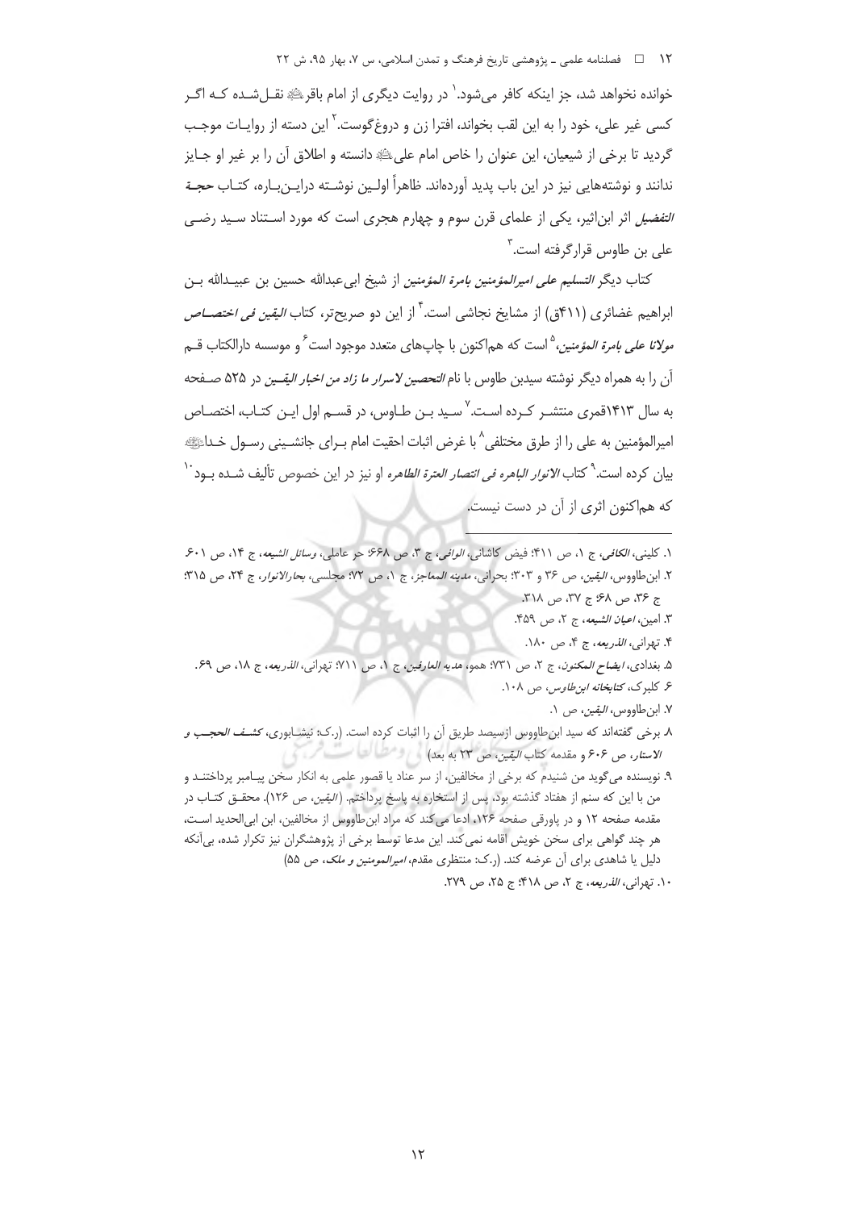خوانده نخواهد شد، جز اینکه کافر می‌شود.[1] در روایت دیگری از امام باقر﵇ نقل‌شده کـه اگـر کسی غیر علی، خود را به این لقب بخواند، افترا زن و دروغ‌گوست.[2] این دسته از روایـات موجـب گردید تا برخی از شیعیان، این عنوان را خاص امام علی﵇ دانسته و اطلاق آن را بر غیر او جـایز ندانند و نوشته‌هایی نیز در این باب پدید آورده‌اند. ظاهراً اولـین نوشـته درایـن‌بـاره، کتـاب **حجـة** *التفضیل* اثر ابن‌اثیر، یکی از علمای قرن سوم و چهارم هجری است که مورد اسـتناد سـید رضـی علی بن طاوس قرارگرفته است.[3]

کتاب دیگر *التسلیم علی امیرالمؤمنین بامرة المؤمنین* از شیخ ابی‌عبدالله حسین بن عبیـدالله بـن ابراهیم غضائری (۴۱۱ق) از مشایخ نجاشی است.[4] از این دو صریح‌تر، کتاب *الیقین فی اختصـاص مولانا علی بامرة المؤمنین*،[5] است که هم‌اکنون با چاپ‌های متعدد موجود است[6] و موسسه دارالکتاب قـم آن را به همراه دیگر نوشته سیدبن طاوس با نام *التحصین لاسرار ما زاد من اخبار الیقـین* در ۵۲۵ صـفحه به سال ۱۴۱۳قمری منتشـر کـرده اسـت.[7] سـید بـن طـاوس، در قسـم اول ایـن کتـاب، اختصـاص امیرالمؤمنین به علی را از طرق مختلفی[8] با غرض اثبات احقیت امام بـرای جانشـینی رسـول خـداﷺ بیان کرده است.[9] کتاب *الانوار الباهره فی انتصار العترة الطاهره* او نیز در این خصوص تألیف شـده بـود[10] که هم‌اکنون اثری از آن در دست نیست.

---

۱. کلینی، *الکافی*، ج ۱، ص ۴۱۱؛ فیض کاشانی، *الوافی*، ج ۳، ص ۶۶۸؛ حر عاملی، *وسائل الشیعه*، ج ۱۴، ص ۶۰۱.

۲. ابن‌طاووس، *الیقین*، ص ۳۶ و ۳۰۳؛ بحرانی، *مدینه المعاجز*، ج ۱، ص ۷۲؛ مجلسی، *بحارالانوار*، ج ۲۴، ص ۳۱۵؛ ج ۳۶، ص ۶۸؛ ج ۳۷، ص ۳۱۸.

۳. امین، *اعیان الشیعه*، ج ۲، ص ۴۵۹.

۴. تهرانی، *الذریعه*، ج ۴، ص ۱۸۰.

۵. بغدادی، *ایضاح المکنون*، ج ۲، ص ۷۳۱؛ همو، *هدیه العارفین*، ج ۱، ص ۷۱۱؛ تهرانی، *الذریعه*، ج ۱۸، ص ۶۹.

۶. کلبرک، *کتابخانه ابن‌طاوس*، ص ۱۰۸.

۷. ابن‌طاووس، *الیقین*، ص ۱.

۸. برخی گفته‌اند که سید ابن‌طاووس ازسیصد طریق آن را اثبات کرده است. (ر.ک: نیشـابوری، *کشـف الحجـب و الاستار*، ص ۶۰۶ و مقدمه کتاب *الیقین*، ص ۲۳ به بعد)

۹. نویسنده می‌گوید من شنیدم که برخی از مخالفین، از سر عناد یا قصور علمی به انکار سخن پیـامبر پرداختنـد و من با این که سنم از هفتاد گذشته بود، پس از استخاره به پاسخ پرداختم. (*الیقین*، ص ۱۲۶). محقـق کتـاب در مقدمه صفحه ۱۲ و در پاورقی صفحه ۱۲۶، ادعا می‌کند که مراد ابن‌طاووس از مخالفین، ابن ابی‌الحدید اسـت، هر چند گواهی برای سخن خویش اقامه نمی‌کند. این مدعا توسط برخی از پژوهشگران نیز تکرار شده، بی‌آنکه دلیل یا شاهدی برای آن عرضه کند. (ر.ک: منتظری مقدم، *امیرالمومنین و ملک*، ص ۵۵)

۱۰. تهرانی، *الذریعه*، ج ۲، ص ۴۱۸؛ ج ۲۵، ص ۲۷۹.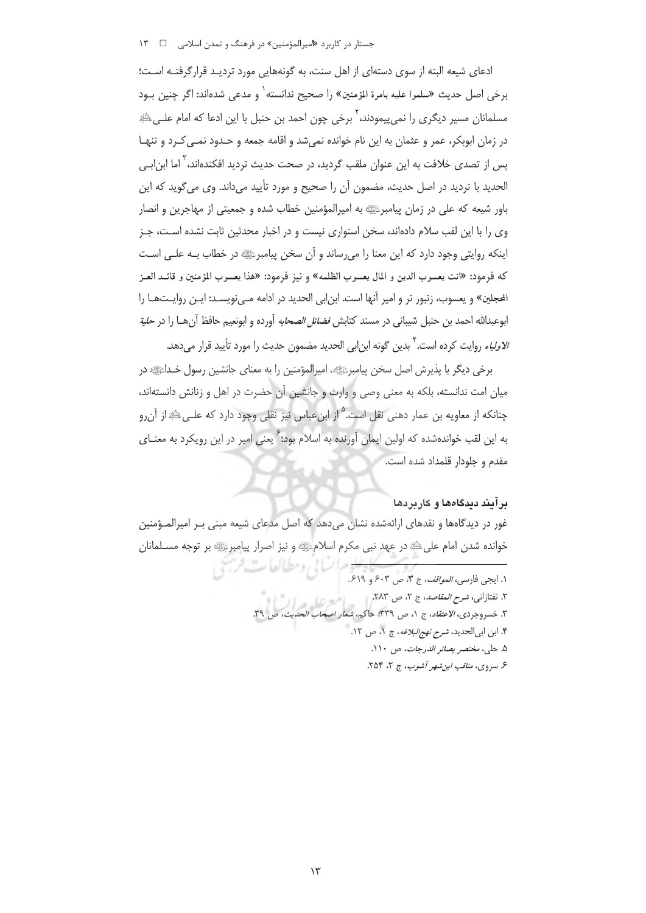ادعای شیعه البته از سوی دسته‌ای از اهل سنت، به گونه‌هایی مورد تردید قرارگرفته است؛ برخی اصل حدیث «سلموا علیه بامرة المؤمنین» را صحیح ندانسته[1] و مدعی شده‌اند: اگر چنین بود مسلمانان مسیر دیگری را نمی‌پیمودند،[2] برخی چون احمد بن حنبل با این ادعا که امام علی‌ﷺ در زمان ابوبکر، عمر و عثمان به این نام خوانده نمی‌شد و اقامه جمعه و حدود نمی‌کرد و تنها پس از تصدی خلافت به این عنوان ملقب گردید، در صحت حدیث تردید افکنده‌اند،[3] اما ابن‌ابی الحدید با تردید در اصل حدیث، مضمون آن را صحیح و مورد تأیید می‌داند. وی می‌گوید که این باور شیعه که علی در زمان پیامبرﷺ به امیرالمؤمنین خطاب شده و جمعیتی از مهاجرین و انصار وی را با این لقب سلام داده‌اند، سخن استواری نیست و در اخبار محدثین ثابت نشده است، جز اینکه روایتی وجود دارد که این معنا را می‌رساند و آن سخن پیامبرﷺ در خطاب به علی است که فرمود: «انت یعسوب الدین و المال یعسوب الظلمه» و نیز فرمود: «هذا یعسوب المؤمنین و قائد الغر المحجلین» و یعسوب، زنبور نر و امیر آنها است. ابن‌ابی الحدید در ادامه می‌نویسد: این روایت‌ها را ابوعبدالله احمد بن حنبل شیبانی در مسند کتابش *فضائل الصحابه* آورده و ابونعیم حافظ آن‌ها را در *حلیة الاولیاء* روایت کرده است.[4] بدین گونه ابن‌ابی الحدید مضمون حدیث را مورد تأیید قرار می‌دهد.

برخی دیگر با پذیرش اصل سخن پیامبرﷺ، امیرالمؤمنین را به معنای جانشین رسول خداﷺ در میان امت ندانسته، بلکه به معنی وصی و وارث و جانشین آن حضرت در اهل و زنانش دانسته‌اند، چنانکه از معاویه بن عمار دهنی نقل است.[5] از ابن‌عباس نیز نقلی وجود دارد که علی‌ﷺ از آن‌رو به این لقب خوانده‌شده که اولین ایمان آورنده به اسلام بود؛[6] یعنی امیر در این رویکرد به معنای مقدم و جلودار قلمداد شده است.

### برآیند دیدگاه‌ها و کاربردها

غور در دیدگاه‌ها و نقدهای ارائه‌شده نشان می‌دهد که اصل مدعای شیعه مبنی بر امیرالمؤمنین خوانده شدن امام علی‌ﷺ در عهد نبی مکرم اسلامﷺ و نیز اصرار پیامبرﷺ بر توجه مسلمانان

---

1. ایجی فارسی، *المواقف*، ج ۳، ص ۶۰۳ و ۶۱۹.
2. تفتازانی، *شرح المقاصد*، ج ۲، ص ۲۸۳.
3. خسروجردی، *الاعتقاد*، ج ۱، ص ۳۳۹؛ حاکم، *شعار اصحاب الحدیث*، ص ۳۹.
4. ابن ابی‌الحدید، *شرح نهج‌البلاغه*، ج ۱، ص ۱۲.
5. حلی، *مختصر بصائر الدرجات*، ص ۱۱۰.
6. سروی، *مناقب ابن‌شهر آشوب*، ج ۲، ۲۵۴.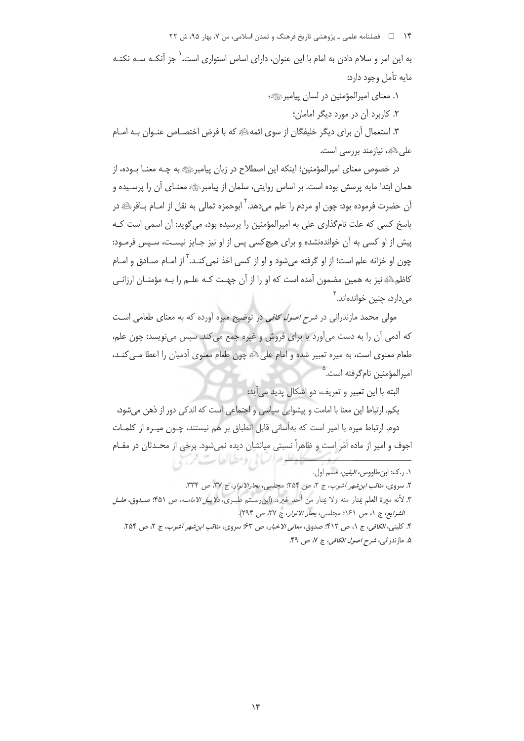به این امر و سلام دادن به امام با این عنوان، دارای اساس استواری است،[1] جز آنکه سه نکته مایه تأمل وجود دارد:

۱. معنای امیرالمؤمنین در لسان پیامبرﷺ؛

۲. کاربرد آن در مورد دیگر امامان؛

۳. استعمال آن برای دیگر خلیفگان از سوی ائمهﷺ که با فرض اختصاص عنوان به امام علیﷺ، نیازمند بررسی است.

در خصوص معنای امیرالمؤمنین؛ اینکه این اصطلاح در زبان پیامبرﷺ به چه معنا بوده، از همان ابتدا مایه پرسش بوده است. بر اساس روایتی، سلمان از پیامبرﷺ معنای آن را پرسیده و آن حضرت فرموده بود: چون او مردم را علم می‌دهد.[2] ابوحمزه ثمالی به نقل از امام باقرﷺ در پاسخ کسی که علت نام‌گذاری علی به امیرالمؤمنین را پرسیده بود، می‌گوید: آن اسمی است که پیش از او کسی به آن خوانده‌نشده و برای هیچ‌کسی پس از او نیز جایز نیست، سپس فرمود: چون او خزانه علم است؛ از او گرفته می‌شود و او از کسی اخذ نمی‌کند.[3] از امام صادق و امام کاظمﷺ نیز به همین مضمون آمده است که او را از آن جهت که علم را به مؤمنان ارزانی می‌دارد، چنین خوانده‌اند.[4]

مولی محمد مازندرانی در *شرح اصول کافی* در توضیح میره آورده که به معنای طعامی است که آدمی آن را به دست می‌آورد یا برای فروش و غیره جمع می‌کند. سپس می‌نویسد: چون علم، طعام معنوی است، به میره تعبیر شده و امام علیﷺ چون طعام معنوی آدمیان را اعطا می‌کند، امیرالمؤمنین نام‌گرفته است.[5]

البته با این تعبیر و تعریف، دو اشکال پدید می‌آید:

یکم. ارتباط این معنا با امامت و پیشوایی سیاسی و اجتماعی است که اندکی دور از ذهن می‌شود.

دوم. ارتباط میره با امیر است که به‌آسانی قابل انطباق بر هم نیستند، چون میره از کلمات اجوف و امیر از ماده اَمَرَ است و ظاهراً نسبتی میانشان دیده نمی‌شود. برخی از محدثان در مقام

---

۱. ر.ک: ابن‌طاووس، *الیقین*، قسم اول.

۲. سروی، *مناقب ابن‌شهر آشوب*، ج ۲، ص ۲۵۴؛ مجلسی، *بحارالانوار*، ج ۳۷، ص ۳۳۴.

۳. لأنه میرة العلم یمتار منه ولا یمتار من أحد غیره. (ابن‌رستم طبری، *دلایل الامامه*، ص ۴۵۱؛ صدوق، *علل الشرایع*، ج ۱، ص ۱۶۱؛ مجلسی، *بحار الانوار*، ج ۳۷، ص ۲۹۴).

۴. کلینی، *الکافی*، ج ۱، ص ۴۱۲؛ صدوق، *معانی الاخبار*، ص ۶۳؛ سروی، *مناقب ابن‌شهر آشوب*، ج ۲، ص ۲۵۴.

۵. مازندرانی، *شرح اصول الکافی*، ج ۷، ص ۴۹.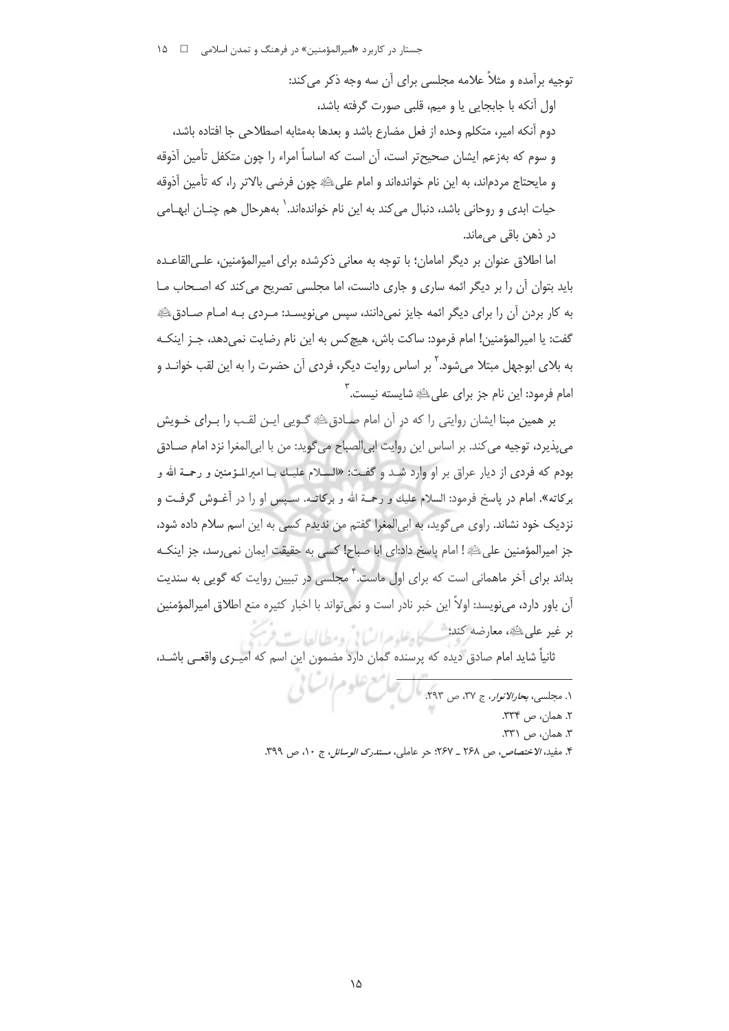توجیه برآمده و مثلاً علامه مجلسی برای آن سه وجه ذکر می‌کند:

اول آنکه با جابجایی یا و میم، قلبی صورت گرفته باشد،

دوم آنکه امیر، متکلم وحده از فعل مضارع باشد و بعدها به‌مثابه اصطلاحی جا افتاده باشد،

و سوم که به‌زعم ایشان صحیح‌تر است، آن است که اساساً امراء را چون متکفل تأمین آذوقه و مایحتاج مردم‌اند، به این نام خوانده‌اند و امام علی علیه‌السلام چون فرضی بالاتر را، که تأمین آذوقه حیات ابدی و روحانی باشد، دنبال می‌کند به این نام خوانده‌اند.[1] به‌هرحال هم چنـان ابهـامی در ذهن باقی می‌ماند.

اما اطلاق عنوان بر دیگر امامان؛ با توجه به معانی ذکرشده برای امیرالمؤمنین، علـی‌القاعـده باید بتوان آن را بر دیگر ائمه ساری و جاری دانست، اما مجلسی تصریح می‌کند که اصـحاب مـا به کار بردن آن را برای دیگر ائمه جایز نمی‌دانند، سپس می‌نویسـد: مـردی بـه امـام صـادق علیه‌السلام گفت: یا امیرالمؤمنین! امام فرمود: ساکت باش، هیچ‌کس به این نام رضایت نمی‌دهد، جـز اینکـه به بلای ابوجهل مبتلا می‌شود.[2] بر اساس روایت دیگر، فردی آن حضرت را به این لقب خوانـد و امام فرمود: این نام جز برای علی علیه‌السلام شایسته نیست.[3]

بر همین مبنا ایشان روایتی را که در آن امام صـادق علیه‌السلام گـویی ایـن لقـب را بـرای خـویش می‌پذیرد، توجیه می‌کند. بر اساس این روایت ابی‌الصباح می‌گوید: من با ابی‌المغرا نزد امام صـادق بودم که فردی از دیار عراق بر او وارد شـد و گفـت: «السـلام علیـك یـا امیرالمـؤمنین و رحمـة الله و برکاته». امام در پاسخ فرمود: السلام علیك و رحمـة الله و برکاتـه. سـپس او را در آغـوش گرفـت و نزدیک خود نشاند. راوی می‌گوید، به ابی‌المغرا گفتم من ندیدم کسی به این اسم سلام داده شود، جز امیرالمؤمنین علی علیه‌السلام! امام پاسخ داد:ای ابا صباح! کسی به حقیقت ایمان نمی‌رسد، جز اینکـه بداند برای آخر ماهمانی است که برای اول ماست.[4] مجلسی در تبیین روایت که گویی به سندیت آن باور دارد، می‌نویسد: اولاً این خبر نادر است و نمی‌تواند با اخبار کثیره منع اطلاق امیرالمؤمنین بر غیر علی علیه‌السلام، معارضه کند؛

ثانیاً شاید امام صادق دیده که پرسنده گمان دارد مضمون این اسم که امیـری واقعـی باشـد،

---

۱. مجلسی، *بحارالانوار*، ج ۳۷، ص ۲۹۳.

۲. همان، ص ۳۳۴.

۳. همان، ص ۳۳۱.

۴. مفید، *الاختصاص*، ص ۲۶۸ ـ ۲۶۷؛ حر عاملی، *مستدرک الوسائل*، ج ۱۰، ص ۳۹۹.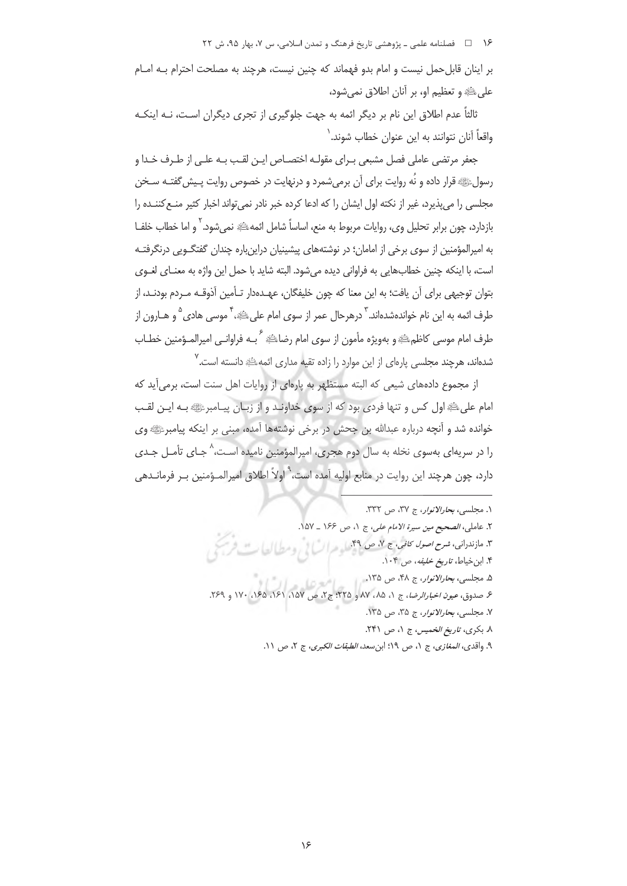بر اینان قابل‌حمل نیست و امام بدو فهماند که چنین نیست، هرچند به مصلحت احترام بـه امـام علی‌ؑ و تعظیم او، بر آنان اطلاق نمی‌شود،

ثالثاً عدم اطلاق این نام بر دیگر ائمه به جهت جلوگیری از تجری دیگران اسـت، نـه اینکـه واقعاً آنان نتوانند به این عنوان خطاب شوند.[1]

جعفر مرتضی عاملی فصل مشبعی بـرای مقولـه اختصـاص ایـن لقـب بـه علـی از طـرف خـدا و رسولؐ قرار داده و نُه روایت برای آن برمی‌شمرد و درنهایت در خصوص روایت پـیش‌گفتـه سـخن مجلسی را می‌پذیرد، غیر از نکته اول ایشان را که ادعا کرده خبر نادر نمی‌تواند اخبار کثیر منـع‌کننـده را بازدارد، چون برابر تحلیل وی، روایات مربوط به منع، اساساً شامل ائمهؑ نمی‌شود.[2] و اما خطاب خلفـا به امیرالمؤمنین از سوی برخی از امامان؛ در نوشته‌های پیشینیان دراین‌باره چندان گفتگـویی درنگرفتـه است، با اینکه چنین خطاب‌هایی به فراوانی دیده می‌شود. البته شاید با حمل این واژه به معنـای لغـوی بتوان توجیهی برای آن یافت؛ به این معنا که چون خلیفگان، عهـده‌دار تـأمین آذوقـه مـردم بودنـد، از طرف ائمه به این نام خوانده‌شده‌اند.[3] درهرحال عمر از سوی امام علیؑ،[4] موسی هادی[5] و هـارون از طرف امام موسی کاظمؑ و بویژه مأمون از سوی امام رضاؑ[6] بـه فراوانـی امیرالمـؤمنین خطـاب شده‌اند، هرچند مجلسی پاره‌ای از این موارد را زاده تقیه مداری ائمهؑ دانسته است.[7]

از مجموع داده‌های شیعی که البته مستظهر به پاره‌ای از روایات اهل سنت است، برمی‌آید که امام علیؑ اول کس و تنها فردی بود که از سوی خداونـد و از زبـان پیـامبرؐ بـه ایـن لقـب خوانده شد و آنچه درباره عبدالله بن جحش در برخی نوشته‌ها آمده، مبنی بر اینکه پیامبرؐ وی را در سریه‌ای به‌سوی نخله به سال دوم هجری، امیرالمؤمنین نامیده اسـت،[8] جـای تأمـل جـدی دارد، چون هرچند این روایت در منابع اولیه آمده است،[9] اولاً اطلاق امیرالمـؤمنین بـر فرمانـدهی

---

1. مجلسی، *بحارالانوار*، ج ۳۷، ص ۳۳۲.
2. عاملی، *الصحیح مین سیرة الامام علی*، ج ۱، ص ۱۶۶ ـ ۱۵۷.
3. مازندرانی، *شرح اصول کافی*، ج ۷، ص ۴۹.
4. ابن‌خیاط، *تاریخ خلیفه*، ص ۱۰۴.
5. مجلسی، *بحارالانوار*، ج ۴۸، ص ۱۳۵.
6. صدوق، *عیون اخبارالرضا*، ج ۱، ۸۵، ۸۷ و ۲۲۵؛ ج۲، ص ۱۵۷، ۱۶۱، ۱۶۵، ۱۷۰ و ۲۶۹.
7. مجلسی، *بحارالانوار*، ج ۳۵، ص ۱۳۵.
8. بکری، *تاریخ الخمیس*، ج ۱، ص ۲۴۱.
9. واقدی، *المغازی*، ج ۱، ص ۱۹؛ ابن‌سعد، *الطبقات الکبری*، ج ۲، ص ۱۱.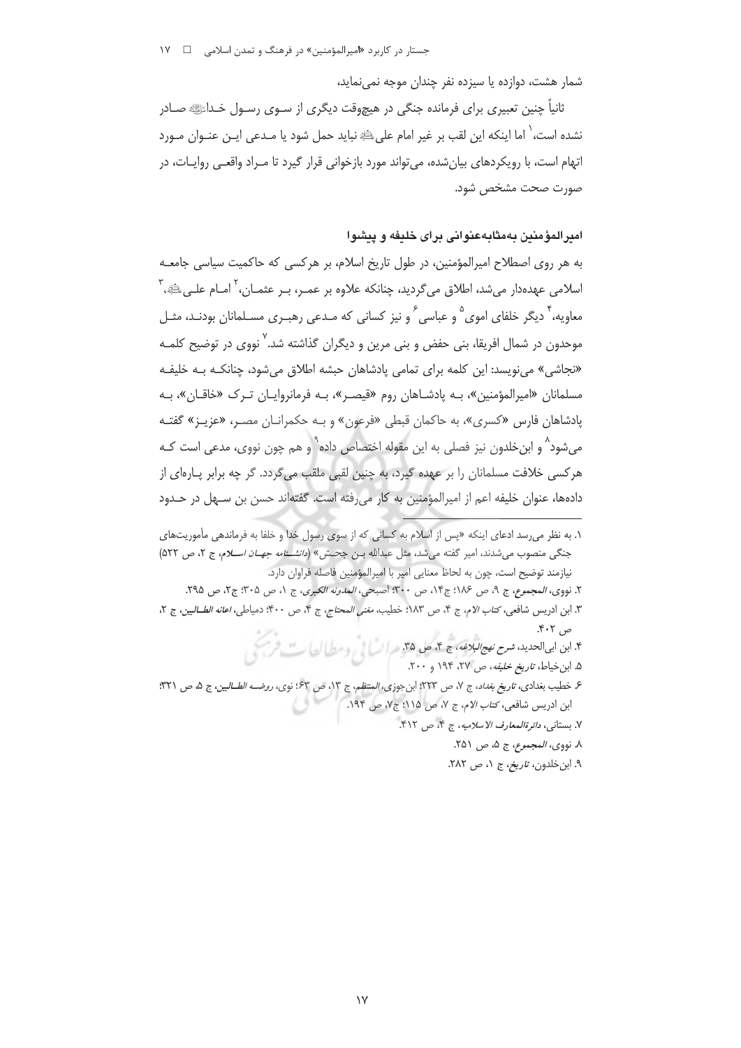شمار هشت، دوازده یا سیزده نفر چندان موجه نمی‌نماید،

ثانیاً چنین تعبیری برای فرمانده جنگی در هیچ‌وقت دیگری از سوی رسول خداﷺ صادر نشده است،[1] اما اینکه این لقب بر غیر امام علی‌؊ نباید حمل شود یا مدعی این عنوان مورد اتهام است، با رویکردهای بیان‌شده، می‌تواند مورد بازخوانی قرار گیرد تا مراد واقعی روایات، در صورت صحت مشخص شود.

### امیرالمؤمنین به‌مثابه‌عنوانی برای خلیفه و پیشوا

به هر روی اصطلاح امیرالمؤمنین، در طول تاریخ اسلام، بر هرکسی که حاکمیت سیاسی جامعه اسلامی عهده‌دار می‌شد، اطلاق می‌گردید، چنانکه علاوه بر عمر، بر عثمان،[2] امام علی‌؊،[3] معاویه،[4] دیگر خلفای اموی[5] و عباسی[6] و نیز کسانی که مدعی رهبری مسلمانان بودند، مثل موحدون در شمال افریقا، بنی حفض و بنی مرین و دیگران گذاشته شد.[7] نووی در توضیح کلمه «نجاشی» می‌نویسد: این کلمه برای تمامی پادشاهان حبشه اطلاق می‌شود، چنانکه به خلیفه مسلمانان «امیرالمؤمنین»، به پادشاهان روم «قیصر»، به فرمانروایان ترک «خاقان»، به پادشاهان فارس «کسری»، به حاکمان قبطی «فرعون» و به حکمرانان مصر، «عزیز» گفته می‌شود[8] و ابن‌خلدون نیز فصلی به این مقوله اختصاص داده[9] و هم چون نووی، مدعی است که هرکسی خلافت مسلمانان را بر عهده گیرد، به چنین لقبی ملقب می‌گردد. گر چه برابر پاره‌ای از داده‌ها، عنوان خلیفه اعم از امیرالمؤمنین به کار می‌رفته است. گفته‌اند حسن بن سهل در حدود

---

1. به نظر می‌رسد ادعای اینکه «پس از اسلام به کسانی که از سوی رسول خدا و خلفا به فرماندهی مأموریت‌های جنگی منصوب می‌شدند، امیر گفته می‌شد، مثل عبدالله بن جحش» (*دانشنامه جهان اسلام*، ج ۲، ص ۵۲۲) نیازمند توضیح است، چون به لحاظ معنایی امیر با امیرالمؤمنین فاصله فراوان دارد.
2. نووی، *المجموع*، ج ۹، ص ۱۸۶؛ ج۱۴، ص ۳۰۰؛ اصبحی، *المدونه الکبری*، ج ۱، ص ۳۰۵؛ ج۲، ص ۲۹۵.
3. ابن ادریس شافعی، *کتاب الام*، ج ۴، ص ۱۸۳؛ خطیب، *مغنی المحتاج*، ج ۴، ص ۴۰۰؛ دمیاطی، *اعانه الطالبین*، ج ۲، ص ۴۰۲.
4. ابن ابی‌الحدید، *شرح نهج‌البلاغه*، ج ۴، ص ۳۵.
5. ابن‌خیاط، *تاریخ خلیفه*، ص ۲۷، ۱۹۴ و ۲۰۰.
6. خطیب بغدادی، *تاریخ بغداد*، ج ۷، ص ۲۲۳؛ ابن‌جوزی، *المنتظم*، ج ۱۳، ص ۶۳؛ نوی، *روضه الطالبین*، ج ۵، ص ۳۲۱؛ ابن ادریس شافعی، *کتاب الام*، ج ۷، ص ۱۱۵؛ ج۷، ص ۱۹۴.
7. بستانی، *دائرةالمعارف الاسلامیه*، ج ۴، ص ۴۱۲.
8. نووی، *المجموع*، ج ۵، ص ۲۵۱.
9. ابن‌خلدون، *تاریخ*، ج ۱، ص ۲۸۲.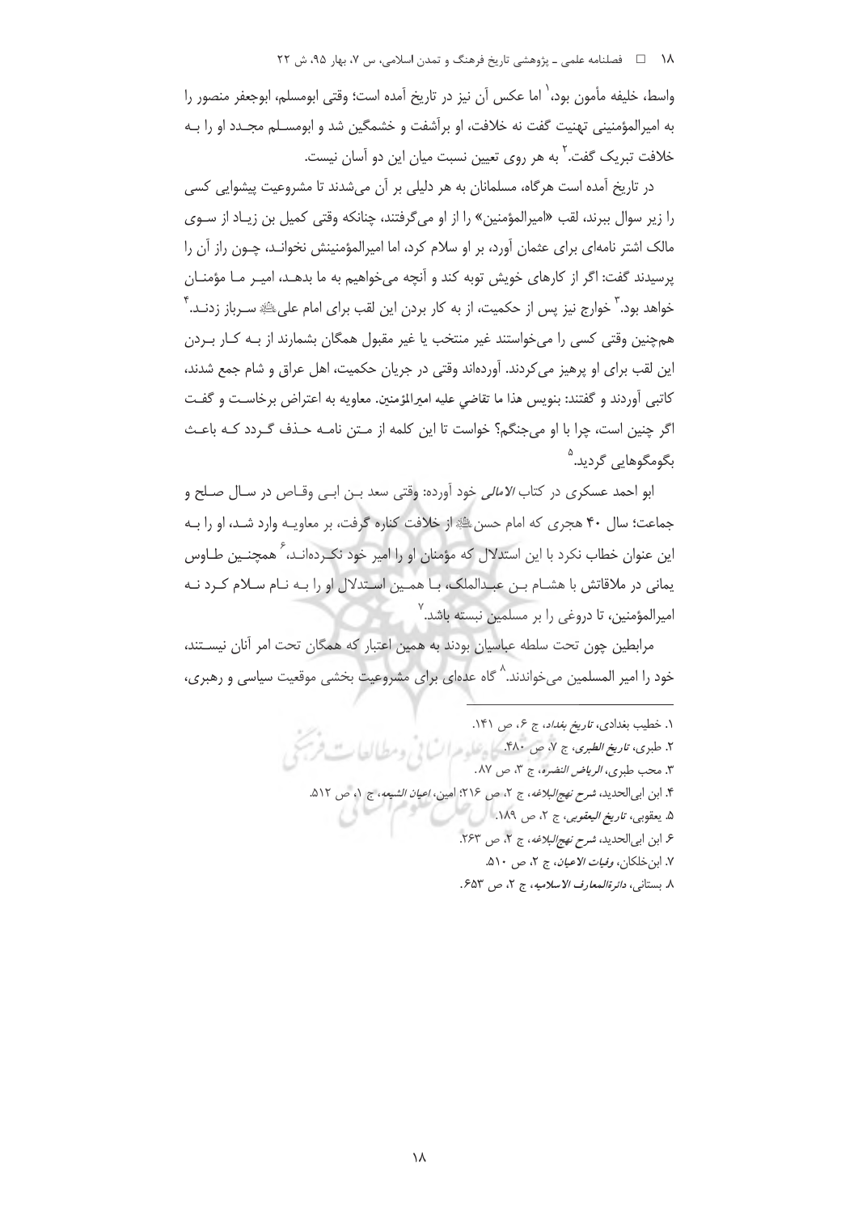واسط، خلیفه مأمون بود،[1] اما عکس آن نیز در تاریخ آمده است؛ وقتی ابومسلم، ابوجعفر منصور را به امیرالمؤمنینی تهنیت گفت نه خلافت، او برآشفت و خشمگین شد و ابومسلم مجدد او را به خلافت تبریک گفت.[2] به هر روی تعیین نسبت میان این دو آسان نیست.

در تاریخ آمده است هرگاه، مسلمانان به هر دلیلی بر آن می‌شدند تا مشروعیت پیشوایی کسی را زیر سوال ببرند، لقب «امیرالمؤمنین» را از او می‌گرفتند، چنانکه وقتی کمیل بن زیاد از سوی مالک اشتر نامه‌ای برای عثمان آورد، بر او سلام کرد، اما امیرالمؤمنینش نخواند، چون راز آن را پرسیدند گفت: اگر از کارهای خویش توبه کند و آنچه می‌خواهیم به ما بدهد، امیر ما مؤمنان خواهد بود.[3] خوارج نیز پس از حکمیت، از به کار بردن این لقب برای امام علی علیه‌السلام سرباز زدند.[4] همچنین وقتی کسی را می‌خواستند غیر منتخب یا غیر مقبول همگان بشمارند از به کار بردن این لقب برای او پرهیز می‌کردند. آورده‌اند وقتی در جریان حکمیت، اهل عراق و شام جمع شدند، کاتبی آوردند و گفتند: بنویس هذا ما تقاضي علیه امیرالمؤمنین. معاویه به اعتراض برخاست و گفت اگر چنین است، چرا با او می‌جنگم؟ خواست تا این کلمه از متن نامه حذف گردد که باعث بگومگوهایی گردید.[5]

ابو احمد عسکری در کتاب *الامالی* خود آورده: وقتی سعد بن ابی وقاص در سال صلح و جماعت؛ سال ۴۰ هجری که امام حسن علیه‌السلام از خلافت کناره گرفت، بر معاویه وارد شد، او را به این عنوان خطاب نکرد با این استدلال که مؤمنان او را امیر خود نکرده‌اند،[6] همچنین طاوس یمانی در ملاقاتش با هشام بن عبدالملک، با همین استدلال او را به نام سلام کرد نه امیرالمؤمنین، تا دروغی را بر مسلمین نبسته باشد.[7]

مرابطین چون تحت سلطه عباسیان بودند به همین اعتبار که همگان تحت امر آنان نیستند، خود را امیر المسلمین می‌خواندند.[8] گاه عده‌ای برای مشروعیت بخشی موقعیت سیاسی و رهبری،

---

۱. خطیب بغدادی، *تاریخ بغداد*، ج ۶، ص ۱۴۱.
۲. طبری، *تاریخ الطبری*، ج ۷، ص ۴۸۰.
۳. محب طبری، *الریاض النضرة*، ج ۳، ص ۸۷.
۴. ابن ابی‌الحدید، *شرح نهج‌البلاغه*، ج ۲، ص ۲۱۶؛ امین، *اعیان الشیعه*، ج ۱، ص ۵۱۲.
۵. یعقوبی، *تاریخ الیعقوبی*، ج ۲، ص ۱۸۹.
۶. ابن ابی‌الحدید، *شرح نهج‌البلاغه*، ج ۲، ص ۲۶۳.
۷. ابن‌خلکان، *وفیات الاعیان*، ج ۲، ص ۵۱۰.
۸. بستانی، *دائرة‌المعارف الاسلامیه*، ج ۲، ص ۶۵۳.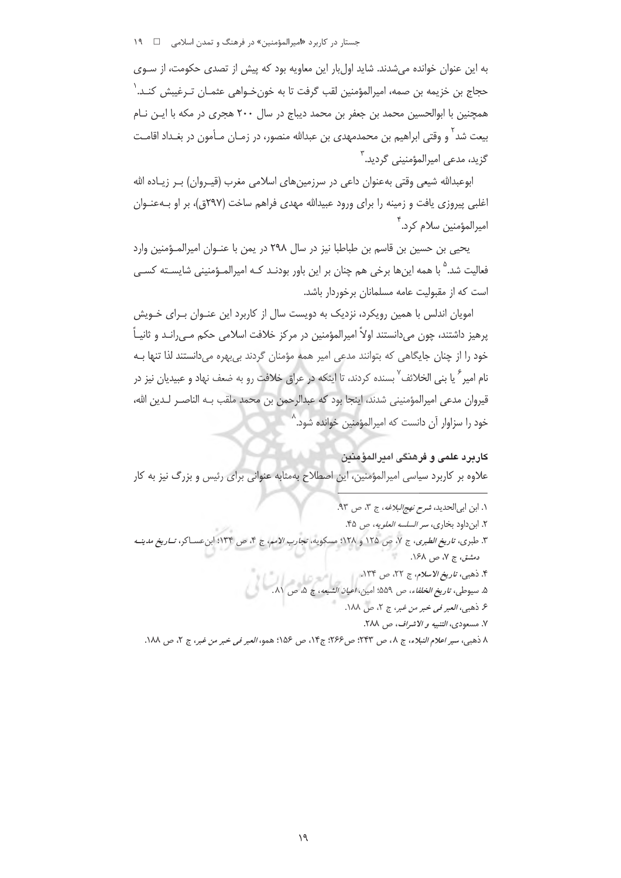به این عنوان خوانده می‌شدند. شاید اول‌بار این معاویه بود که پیش از تصدی حکومت، از سوی حجاج بن خزیمه بن صمه، امیرالمؤمنین لقب گرفت تا به خون‌خواهی عثمان ترغیبش کند.[1] همچنین با ابوالحسین محمد بن جعفر بن محمد دیباج در سال ۲۰۰ هجری در مکه با این نام بیعت شد[2] و وقتی ابراهیم بن محمدمهدی بن عبدالله منصور، در زمان مأمون در بغداد اقامت گزید، مدعی امیرالمؤمنینی گردید.[3]

ابوعبدالله شیعی وقتی به‌عنوان داعی در سرزمین‌های اسلامی مغرب (قیروان) بر زیاده الله اغلبی پیروزی یافت و زمینه را برای ورود عبیدالله مهدی فراهم ساخت (۲۹۷ق)، بر او به‌عنوان امیرالمؤمنین سلام کرد.[4]

یحیی بن حسین بن قاسم بن طباطبا نیز در سال ۲۹۸ در یمن با عنوان امیرالمؤمنین وارد فعالیت شد.[5] با همه این‌ها برخی هم چنان بر این باور بودند که امیرالمؤمنینی شایسته کسی است که از مقبولیت عامه مسلمانان برخوردار باشد.

امویان اندلس با همین رویکرد، نزدیک به دویست سال از کاربرد این عنوان برای خویش پرهیز داشتند، چون می‌دانستند اولاً امیرالمؤمنین در مرکز خلافت اسلامی حکم می‌رانند و ثانیاً خود را از چنان جایگاهی که بتوانند مدعی امیر همه مؤمنان گردند بی‌بهره می‌دانستند لذا تنها به نام امیر[6] یا بنی الخلائف[7] بسنده کردند، تا اینکه در عراق خلافت رو به ضعف نهاد و عبیدیان نیز در قیروان مدعی امیرالمؤمنینی شدند، اینجا بود که عبدالرحمن بن محمد ملقب به الناصر لدین الله، خود را سزاوار آن دانست که امیرالمؤمنین خوانده شود.[8]

### کاربرد علمی و فرهنگی امیرالمؤمنین

علاوه بر کاربرد سیاسی امیرالمؤمنین، این اصطلاح به‌مثابه عنوانی برای رئیس و بزرگ نیز به کار

---

۱. ابن ابی‌الحدید، *شرح نهج‌البلاغه*، ج ۳، ص ۹۳.

۲. ابن‌داود بخاری، *سر السلسه العلویه*، ص ۴۵.

۳. طبری، *تاریخ الطبری*، ج ۷، ص ۱۲۵ و ۱۲۸؛ مسکویه، *تجارب الامم*، ج ۴، ص ۱۳۴؛ ابن‌عساکر، *تاریخ مدینه دمشق*، ج ۷، ص ۱۶۸.

۴. ذهبی، *تاریخ الاسلام*، ج ۲۲، ص ۱۳۴.

۵. سیوطی، *تاریخ الخلفاء*، ص ۵۵۹؛ امین، *اعیان الشیعه*، ج ۵، ص ۸۱.

۶. ذهبی، *العبر فی خبر من غبر*، ج ۲، ص ۱۸۸.

۷. مسعودی، *التنبیه و الاشراف*، ص ۲۸۸.

۸. ذهبی، *سیر اعلام النبلاء*، ج ۸، ص ۲۴۳؛ ص۲۶۶؛ ج۱۴، ص ۱۵۶؛ همو، *العبر فی خبر من غبر*، ج ۲، ص ۱۸۸.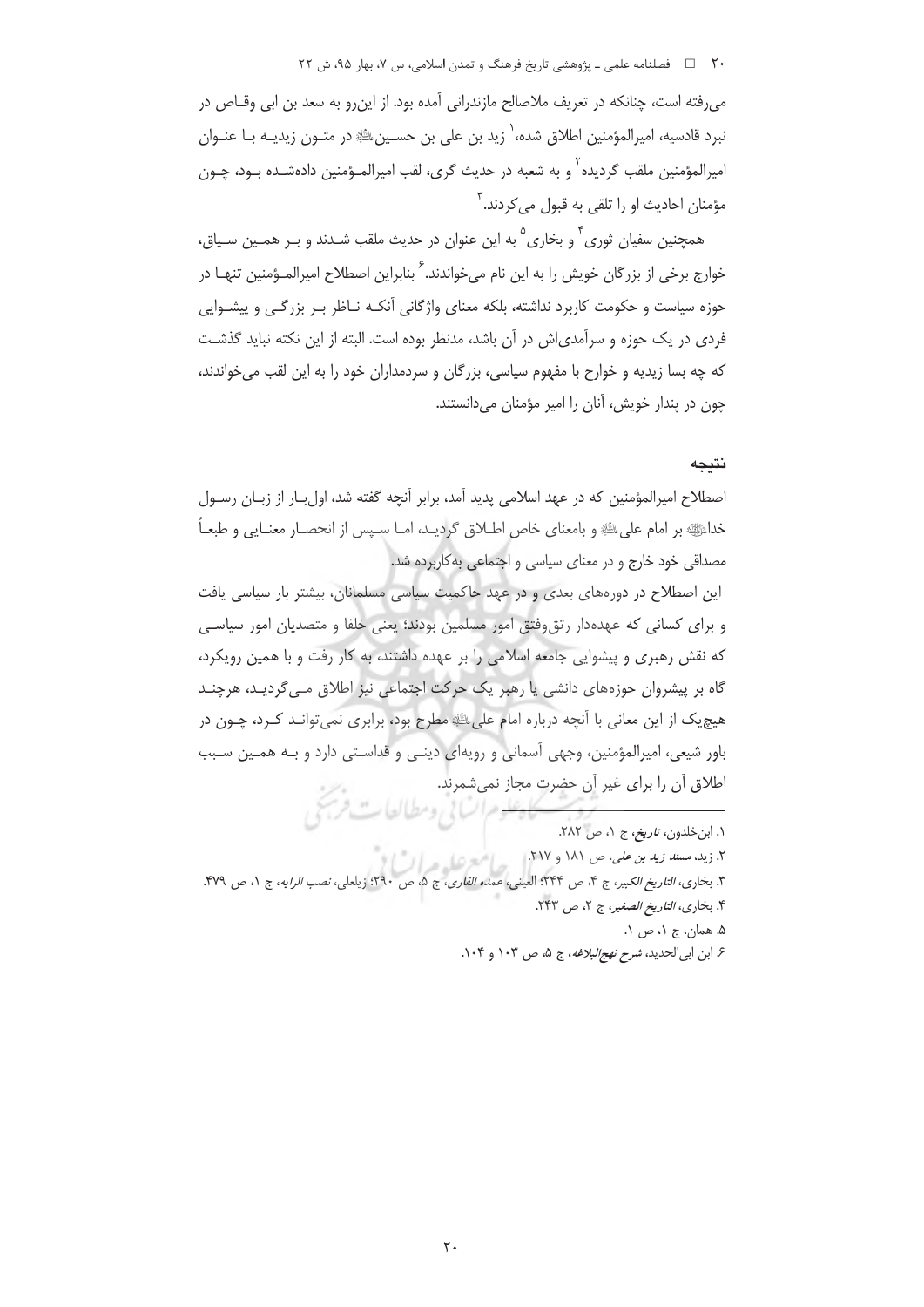می‌رفته است، چنانکه در تعریف ملاصالح مازندرانی آمده بود. از این‌رو به سعد بن ابی وقـاص در نبرد قادسیه، امیرالمؤمنین اطلاق شده،[1] زید بن علی بن حسـین‌علیه‌السلام در متـون زیدیـه بـا عنـوان امیرالمؤمنین ملقب گردیده[2] و به شعبه در حدیث گری، لقب امیرالمـؤمنین دادهشـده بـود، چـون مؤمنان احادیث او را تلقی به قبول می‌کردند.[3]

همچنین سفیان ثوری[4] و بخاری[5] به این عنوان در حدیث ملقب شـدند و بـر همـین سـیاق، خوارج برخی از بزرگان خویش را به این نام می‌خواندند.[6] بنابراین اصطلاح امیرالمـؤمنین تنهـا در حوزه سیاست و حکومت کاربرد نداشته، بلکه معنای واژگانی آنکـه نـاظر بـر بزرگـی و پیشـوایی فردی در یک حوزه و سرآمدی‌اش در آن باشد، مدنظر بوده است. البته از این نکته نباید گذشـت که چه بسا زیدیه و خوارج با مفهوم سیاسی، بزرگان و سردمداران خود را به این لقب می‌خواندند، چون در پندار خویش، آنان را امیر مؤمنان می‌دانستند.

## نتیجه

اصطلاح امیرالمؤمنین که در عهد اسلامی پدید آمد، برابر آنچه گفته شد، اول‌بـار از زبـان رسـول خداصلی‌الله‌علیه‌وآله بر امام علی‌علیه‌السلام و بامعنای خاص اطـلاق گردیـد، امـا سـپس از انحصـار معنـایی و طبعـاً مصداقی خود خارج و در معنای سیاسی و اجتماعی به‌کاربرده شد.

این اصطلاح در دوره‌های بعدی و در عهد حاکمیت سیاسی مسلمانان، بیشتر بار سیاسی یافت و برای کسانی که عهده‌دار رتق‌وفتق امور مسلمین بودند؛ یعنی خلفا و متصدیان امور سیاسـی که نقش رهبری و پیشوایی جامعه اسلامی را بر عهده داشتند، به کار رفت و با همین رویکرد، گاه بر پیشروان حوزه‌های دانشی یا رهبر یک حرکت اجتماعی نیز اطلاق مـی‌گردیـد، هرچنـد هیچ‌یک از این معانی با آنچه درباره امام علی‌علیه‌السلام مطرح بود، برابری نمی‌توانـد کـرد، چـون در باور شیعی، امیرالمؤمنین، وجهی آسمانی و رویه‌ای دینـی و قداسـتی دارد و بـه همـین سـبب اطلاق آن را برای غیر آن حضرت مجاز نمی‌شمرند.

---

۱. ابن‌خلدون، *تاریخ*، ج ۱، ص ۲۸۲.

۲. زید، *مسند زید بن علی*، ص ۱۸۱ و ۲۱۷.

۳. بخاری، *التاریخ الکبیر*، ج ۴، ص ۲۴۴؛ العینی، *عمده القاری*، ج ۵، ص ۲۹۰؛ زیلعی، *نصب الرایه*، ج ۱، ص ۴۷۹.

۴. بخاری، *التاریخ الصغیر*، ج ۲، ص ۲۴۳.

۵. همان، ج ۱، ص ۱.

۶. ابن ابی‌الحدید، *شرح نهج‌البلاغه*، ج ۵، ص ۱۰۳ و ۱۰۴.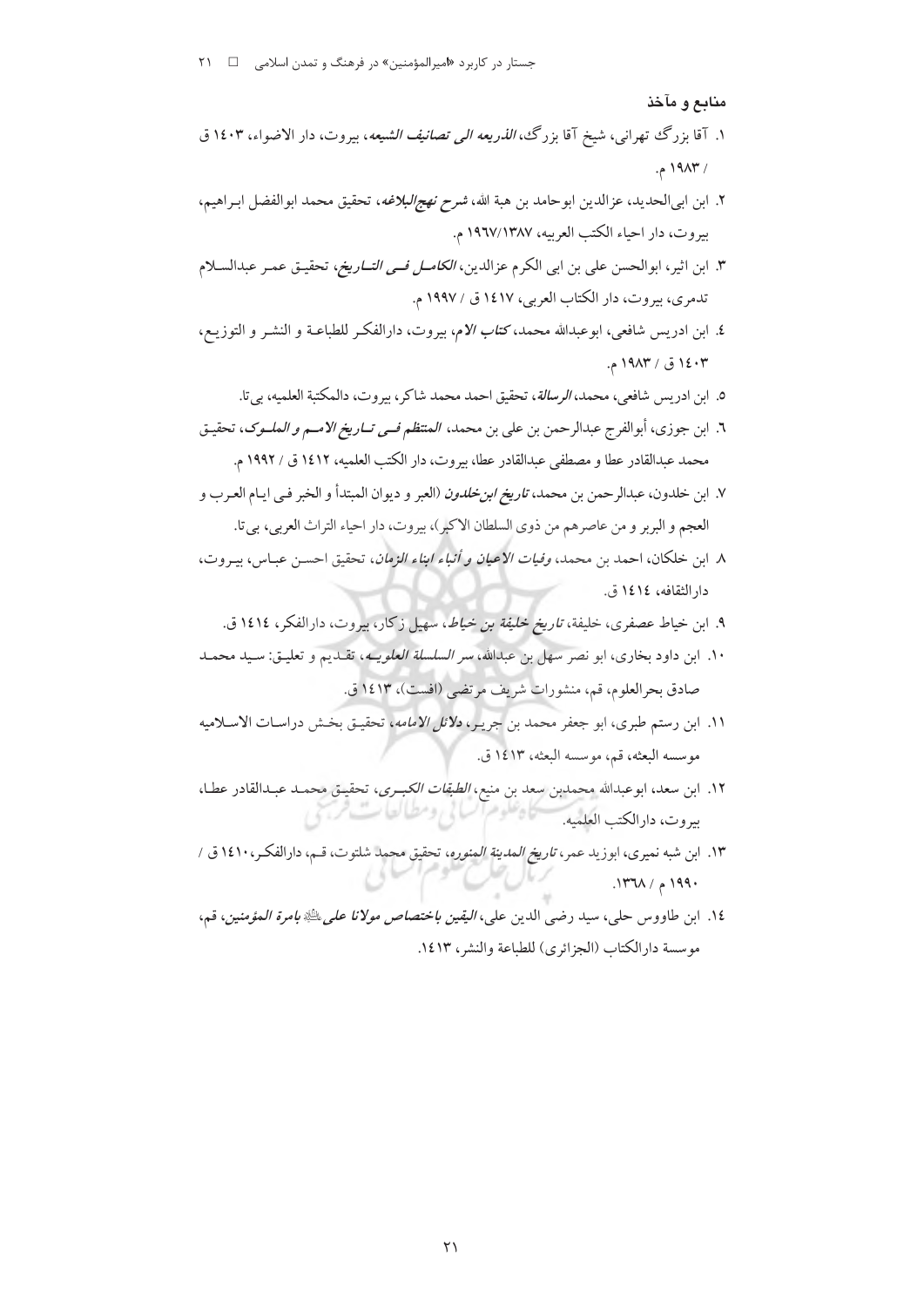### منابع و مآخذ

۱. آقا بزرگ تهرانی، شیخ آقا بزرگ، *الذریعه الی تصانیف الشیعه*، بیروت، دار الاضواء، ۱۴۰۳ ق / ۱۹۸۳ م.

۲. ابن ابی‌الحدید، عزالدین ابوحامد بن هبة الله، *شرح نهج‌البلاغه*، تحقیق محمد ابوالفضل ابراهیم، بیروت، دار احیاء الکتب العربیه، ۱۹۶۷/۱۳۸۷ م.

۳. ابن اثیر، ابوالحسن علی بن ابی الکرم عزالدین، *الکامل فی التاریخ*، تحقیق عمر عبدالسلام تدمری، بیروت، دار الکتاب العربی، ۱۴۱۷ ق / ۱۹۹۷ م.

۴. ابن ادریس شافعی، ابوعبدالله محمد، *کتاب الام*، بیروت، دارالفکر للطباعة و النشر و التوزیع، ۱۴۰۳ ق / ۱۹۸۳ م.

۵. ابن ادریس شافعی، محمد، *الرسالة*، تحقیق احمد محمد شاکر، بیروت، دالمکتبة العلمیه، بی‌تا.

۶. ابن جوزی، أبوالفرج عبدالرحمن بن علی بن محمد، *المنتظم فی تاریخ الامم و الملوک*، تحقیق محمد عبدالقادر عطا و مصطفی عبدالقادر عطا، بیروت، دار الکتب العلمیه، ۱۴۱۲ ق / ۱۹۹۲ م.

۷. ابن خلدون، عبدالرحمن بن محمد، *تاریخ ابن‌خلدون* (العبر و دیوان المبتدأ و الخبر فی ایام العرب و العجم و البربر و من عاصرهم من ذوی السلطان الاکبر)، بیروت، دار احیاء التراث العربی، بی‌تا.

۸. ابن خلکان، احمد بن محمد، *وفیات الاعیان و أنباء ابناء الزمان*، تحقیق احسن عباس، بیروت، دارالثقافه، ۱۴۱۴ ق.

۹. ابن خیاط عصفری، خلیفة، *تاریخ خلیفة بن خیاط*، سهیل زکار، بیروت، دارالفکر، ۱۴۱۴ ق.

۱۰. ابن داود بخاری، ابو نصر سهل بن عبدالله، *سر السلسلة العلویه*، تقدیم و تعلیق: سید محمد صادق بحرالعلوم، قم، منشورات شریف مرتضی (افست)، ۱۴۱۳ ق.

۱۱. ابن رستم طبری، ابو جعفر محمد بن جریر، *دلائل الامامه*، تحقیق بخش دراسات الاسلامیه موسسه البعثه، قم، موسسه البعثه، ۱۴۱۳ ق.

۱۲. ابن سعد، ابوعبدالله محمدبن سعد بن منیع، *الطبقات الکبری*، تحقیق محمد عبدالقادر عطا، بیروت، دارالکتب العلمیه.

۱۳. ابن شبه نمیری، ابوزید عمر، *تاریخ المدینة المنوره*، تحقیق محمد شلتوت، قم، دارالفکر، ۱۴۱۰ ق / ۱۹۹۰ م / ۱۳۶۸.

۱۴. ابن طاووس حلی، سید رضی الدین علی، *الیقین باختصاص مولانا علی*ؑ *بامرة المؤمنین*، قم، موسسة دارالکتاب (الجزائری) للطباعة والنشر، ۱۴۱۳.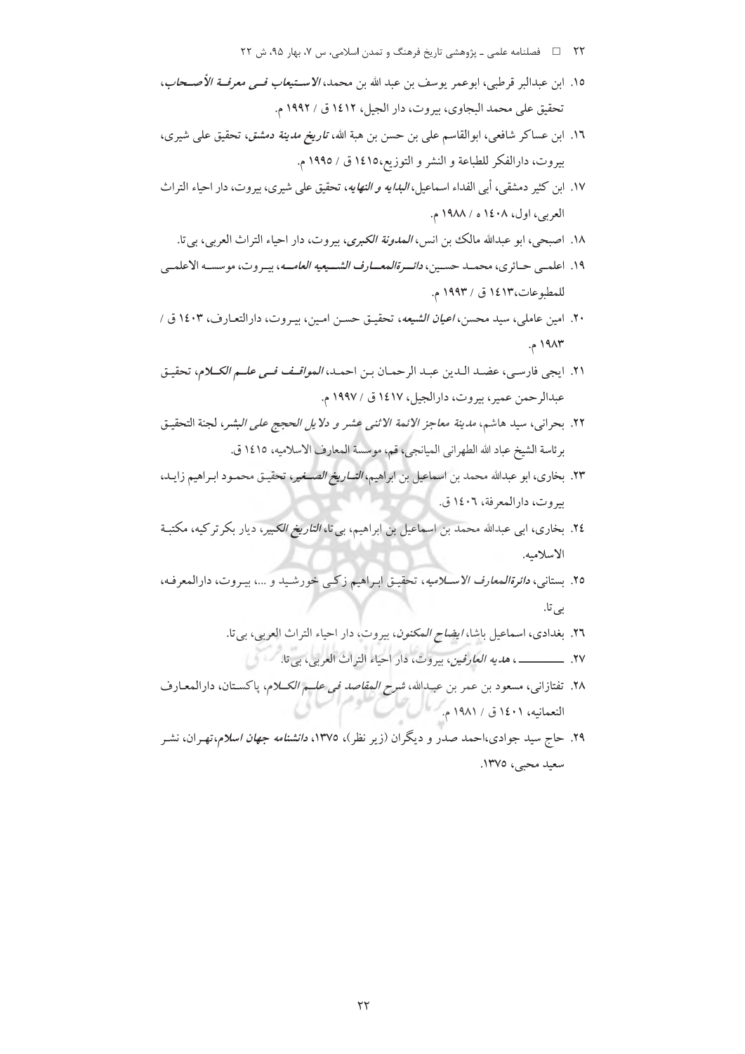۱۵. ابن عبدالبر قرطبی، ابوعمر یوسف بن عبد الله بن محمد، *الاستیعاب فی معرفة الأصحاب*، تحقیق علی محمد البجاوی، بیروت، دار الجیل، ۱٤۱۲ ق / ۱۹۹۲ م.

۱٦. ابن عساکر شافعی، ابوالقاسم علی بن حسن بن هبة الله، *تاریخ مدینة دمشق*، تحقیق علی شیری، بیروت، دارالفکر للطباعة و النشر و التوزیع،۱٤۱۵ ق / ۱۹۹۵ م.

۱۷. ابن کثیر دمشقی، أبی الفداء اسماعیل، *البدایه و النهایه*، تحقیق علی شیری، بیروت، دار احیاء التراث العربی، اول، ۱٤۰۸ ه / ۱۹۸۸ م.

۱۸. اصبحی، ابو عبدالله مالك بن انس، *المدونة الکبری*، بیروت، دار احیاء التراث العربی، بی‌تا.

۱۹. اعلمی حائری، محمد حسین، *دائرةالمعارف الشیعیه العامه*، بیروت، موسسه الاعلمی للمطبوعات،۱٤۱۳ ق / ۱۹۹۳ م.

۲۰. امین عاملی، سید محسن، *اعیان الشیعه*، تحقیق حسن امین، بیروت، دارالتعارف، ۱٤۰۳ ق / ۱۹۸۳ م.

۲۱. ایجی فارسی، عضد الدین عبد الرحمان بن احمد، *المواقف فی علم الکلام*، تحقیق عبدالرحمن عمیر، بیروت، دارالجیل، ۱٤۱۷ ق / ۱۹۹۷ م.

۲۲. بحرانی، سید هاشم، *مدینة معاجز الائمة الاثنی عشر و دلایل الحجج علی البشر*، لجنة التحقیق برئاسة الشیخ عباد الله الطهرانی المیانجی، قم، موسسة المعارف الاسلامیه، ۱٤۱۵ ق.

۲۳. بخاری، ابو عبدالله محمد بن اسماعیل بن ابراهیم، *التاریخ الصغیر*، تحقیق محمود ابراهیم زاید، بیروت، دارالمعرفة، ۱٤۰٦ ق.

۲٤. بخاری، ابی عبدالله محمد بن اسماعیل بن ابراهیم، بی‌تا، *التاریخ الکبیر*، دیار بکرترکیه، مکتبة الاسلامیه.

۲۵. بستانی، *دائرةالمعارف الاسلامیه*، تحقیق ابراهیم زکی خورشید و ...، بیروت، دارالمعرفه، بی‌تا.

۲٦. بغدادی، اسماعیل باشا، *ایضاح المکنون*، بیروت، دار احیاء التراث العربی، بی‌تا.

۲۷. ــــــــــ، *هدیه العارفین*، بیروت، دار احیاء التراث العربی، بی‌تا.

۲۸. تفتازانی، مسعود بن عمر بن عبدالله، *شرح المقاصد فی علم الکلام*، پاکستان، دارالمعارف النعمانیه، ۱٤۰۱ ق / ۱۹۸۱ م.

۲۹. حاج سید جوادی،احمد صدر و دیگران (زیر نظر)، ۱۳۷۵، *دانشنامه جهان اسلام*،تهران، نشر سعید محبی، ۱۳۷۵.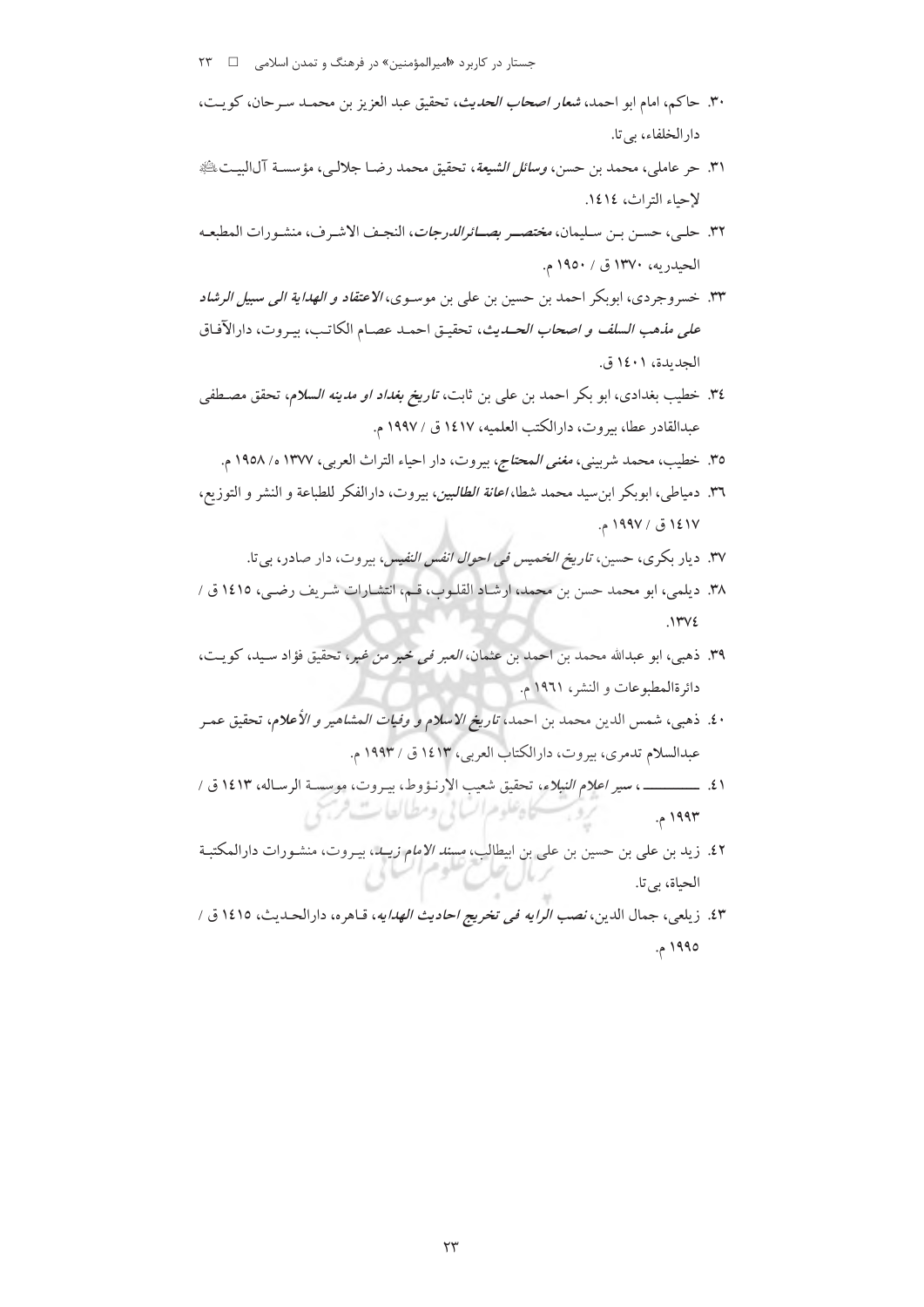۳۰. حاکم، امام ابو احمد، *شعار اصحاب الحدیث*، تحقیق عبد العزیز بن محمـد سـرحان، کویـت، دارالخلفاء، بی‌تا.

۳۱. حر عاملی، محمد بن حسن، *وسائل الشیعة*، تحقیق محمد رضـا جلالـی، مؤسسـة آل‌البیـت علیهم‌السلام لإحیاء التراث، ۱٤۱٤.

۳۲. حلـی، حسـن بـن سـلیمان، *مختصـر بصـائرالدرجات*، النجـف الاشـرف، منشـورات المطبعـه الحیدریه، ۱۳۷۰ ق / ۱۹۵۰ م.

۳۳. خسروجردی، ابوبکر احمد بن حسین بن علی بن موسـوی، *الاعتقاد و الهدایة الی سبیل الرشاد علی مذهب السلف و اصحاب الحـدیث*، تحقیـق احمـد عصـام الکاتـب، بیـروت، دارالآفـاق الجدیدة، ۱٤۰۱ ق.

۳٤. خطیب بغدادی، ابو بکر احمد بن علی بن ثابت، *تاریخ بغداد او مدینه السلام*، تحقق مصـطفی عبدالقادر عطا، بیروت، دارالکتب العلمیه، ۱٤۱۷ ق / ۱۹۹۷ م.

۳۵. خطیب، محمد شربینی، *مغنی المحتاج*، بیروت، دار احیاء التراث العربی، ۱۳۷۷ ه‍/ ۱۹۵۸ م.

۳٦. دمیاطی، ابوبکر ابن‌سید محمد شطا، *اعانة الطالبین*، بیروت، دارالفکر للطباعة و النشر و التوزیع، ۱٤۱۷ ق / ۱۹۹۷ م.

۳۷. دیار بکری، حسین، *تاریخ الخمیس فی احوال انفس النفیس*، بیروت، دار صادر، بی‌تا.

۳۸. دیلمی، ابو محمد حسن بن محمد، ارشـاد القلـوب، قـم، انتشـارات شـریف رضـی، ۱٤۱۵ ق / ۱۳۷٤.

۳۹. ذهبی، ابو عبدالله محمد بن احمد بن عثمان، *العبر فی خبر من غبر*، تحقیق فؤاد سـید، کویـت، دائرةالمطبوعات و النشر، ۱۹٦۱ م.

٤۰. ذهبی، شمس الدین محمد بن احمد، *تاریخ الاسلام و وفیات المشاهیر و الأعلام*، تحقیق عمـر عبدالسلام تدمری، بیروت، دارالکتاب العربی، ۱٤۱۳ ق / ۱۹۹۳ م.

٤۱. ـــــــــــ، *سیر اعلام النبلاء*، تحقیق شعیب الارنـؤوط، بیـروت، موسسـة الرسـاله، ۱٤۱۳ ق / ۱۹۹۳ م.

٤۲. زید بن علی بن حسین بن علی بن ابیطالب، *مسند الامام زیـد*، بیـروت، منشـورات دارالمکتبـة الحیاة، بی‌تا.

٤۳. زیلعی، جمال الدین، *نصب الرایه فی تخریج احادیث الهدایه*، قـاهره، دارالحـدیث، ۱٤۱۵ ق / ۱۹۹۵ م.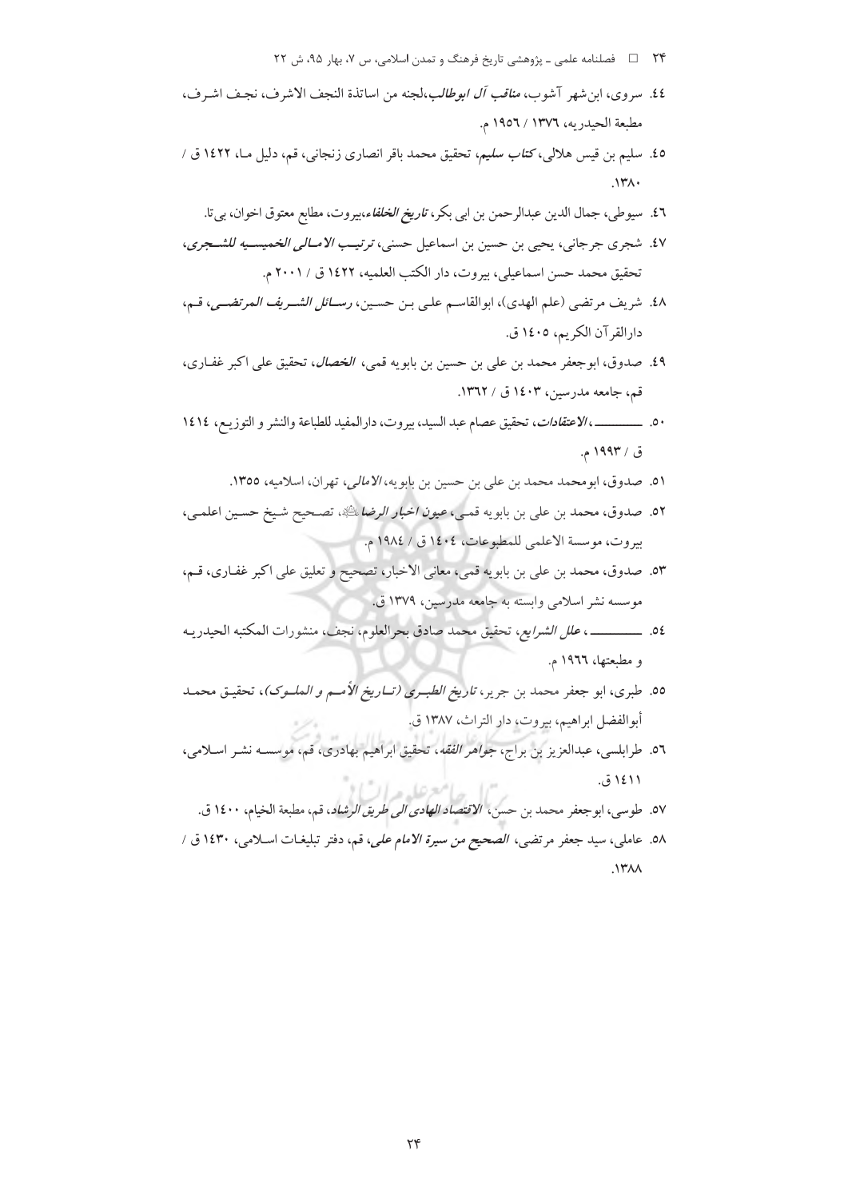۴۴. سروی، ابن‌شهر آشوب، *مناقب آل ابوطالب*،لجنه من اساتذة النجف الاشرف، نجـف اشـرف، مطبعة الحیدریه، ١٣٧٦ / ١٩٥٦ م.

۴۵. سلیم بن قیس هلالی، *کتاب سلیم*، تحقیق محمد باقر انصاری زنجانی، قم، دلیل مـا، ١٤٢٢ ق / ١٣٨٠.

۴۶. سیوطی، جمال الدین عبدالرحمن بن ابی بکر، *تاریخ الخلفاء*،بیروت، مطابع معتوق اخوان، بی‌تا.

۴۷. شجری جرجانی، یحیی بن حسین بن اسماعیل حسنی، *ترتیـب الامـالی الخمیسـیه للشـجری*، تحقیق محمد حسن اسماعیلی، بیروت، دار الکتب العلمیه، ١٤٢٢ ق / ٢٠٠١ م.

۴۸. شریف مرتضی (علم الهدی)، ابوالقاسـم علـی بـن حسـین، *رسـائل الشـریف المرتضـی*، قـم، دارالقرآن الکریم، ١٤٠٥ ق.

۴۹. صدوق، ابوجعفر محمد بن علی بن حسین بن بابویه قمی، *الخصال*، تحقیق علی اکبر غفـاری، قم، جامعه مدرسین، ١٤٠٣ ق / ١٣٦٢.

۵۰. ـــــــــــ، *الاعتقادات*، تحقیق عصام عبد السید، بیروت، دارالمفید للطباعة والنشر و التوزیـع، ١٤١٤ ق / ١٩٩٣ م.

۵۱. صدوق، ابومحمد محمد بن علی بن حسین بن بابویه، *الامالی*، تهران، اسلامیه، ١٣٥٥.

۵۲. صدوق، محمد بن علی بن بابویه قمـی، *عیون اخبار الرضا*، تصـحیح شـیخ حسـین اعلمـی، بیروت، موسسة الاعلمی للمطبوعات، ١٤٠٤ ق / ١٩٨٤ م.

۵۳. صدوق، محمد بن علی بن بابویه قمی، معانی الاخبار، تصحیح و تعلیق علی اکبر غفـاری، قـم، موسسه نشر اسلامی وابسته به جامعه مدرسین، ١٣٧٩ ق.

۵۴. ـــــــــــ، *علل الشرایع*، تحقیق محمد صادق بحرالعلوم، نجف، منشورات المکتبه الحیدریـه و مطبعتها، ١٩٦٦ م.

۵۵. طبری، ابو جعفر محمد بن جریر، *تاریخ الطبـری (تـاریخ الأمـم و الملـوک)*، تحقیـق محمـد أبوالفضل ابراهیم، بیروت، دار التراث، ١٣٨٧ ق.

۵۶. طرابلسی، عبدالعزیز بن براج، *جواهر الفقه*، تحقیق ابراهیم بهادری، قم، موسسـه نشـر اسـلامی، ١٤١١ ق.

۵۷. طوسی، ابوجعفر محمد بن حسن، *الاقتصاد الهادی الی طریق الرشاد*، قم، مطبعة الخیام، ١٤٠٠ ق.

۵۸. عاملی، سید جعفر مرتضی، *الصحیح من سیرة الامام علی*، قم، دفتر تبلیغـات اسـلامی، ١٤٣٠ ق / ١٣٨٨.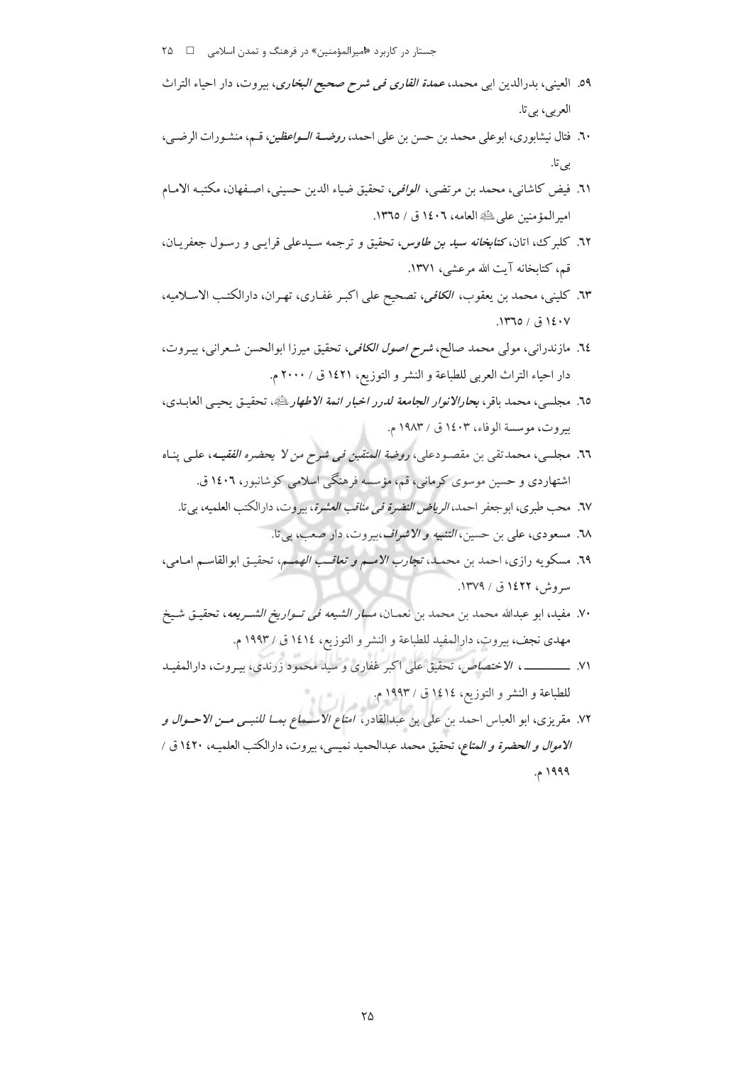۵۹. العینی، بدرالدین ابی محمد، *عمدة القاری فی شرح صحیح البخاری*، بیروت، دار احیاء التراث العربی، بی‌تا.

۶۰. فتال نیشابوری، ابوعلی محمد بن حسن بن علی احمد، *روضة الواعظین*، قم، منشورات الرضی، بی‌تا.

۶۱. فیض کاشانی، محمد بن مرتضی، *الوافی*، تحقیق ضیاء الدین حسینی، اصفهان، مکتبه الامام امیرالمؤمنین علی علیه السلام العامه، ۱۴۰۶ ق / ۱۳۶۵.

۶۲. کلبرگ، اتان، *کتابخانه سید بن طاوس*، تحقیق و ترجمه سیدعلی قرایی و رسول جعفریان، قم، کتابخانه آیت الله مرعشی، ۱۳۷۱.

۶۳. کلینی، محمد بن یعقوب، *الکافی*، تصحیح علی اکبر غفاری، تهران، دارالکتب الاسلامیه، ۱۴۰۷ ق / ۱۳۶۵.

۶۴. مازندرانی، مولی محمد صالح، *شرح اصول الکافی*، تحقیق میرزا ابوالحسن شعرانی، بیروت، دار احیاء التراث العربی للطباعة و النشر و التوزیع، ۱۴۲۱ ق / ۲۰۰۰ م.

۶۵. مجلسی، محمد باقر، *بحارالانوار الجامعة لدرر اخبار ائمة الاطهار* علیهم السلام، تحقیق یحیی العابدی، بیروت، موسسة الوفاء، ۱۴۰۳ ق / ۱۹۸۳ م.

۶۶. مجلسی، محمدتقی بن مقصودعلی، *روضة المتقین فی شرح من لا یحضره الفقیه*، علی پناه اشتهاردی و حسین موسوی کرمانی، قم، مؤسسه فرهنگی اسلامی کوشانبور، ۱۴۰۶ ق.

۶۷. محب طبری، ابوجعفر احمد، *الریاض النضرة فی مناقب العشرة*، بیروت، دارالکتب العلمیه، بی‌تا.

۶۸. مسعودی، علی بن حسین، *التنبیه و الاشراف*، بیروت، دار صعب، بی‌تا.

۶۹. مسکویه رازی، احمد بن محمد، *تجارب الامم و تعاقب الهمم*، تحقیق ابوالقاسم امامی، سروش، ۱۴۲۲ ق / ۱۳۷۹.

۷۰. مفید، ابو عبدالله محمد بن محمد بن نعمان، *مسار الشیعه فی تواریخ الشریعه*، تحقیق شیخ مهدی نجف، بیروت، دارالمفید للطباعة و النشر و التوزیع، ۱۴۱۴ ق / ۱۹۹۳ م.

۷۱. ــــــــ، *الاختصاص*، تحقیق علی اکبر غفاری و سید محمود زرندی، بیروت، دارالمفید للطباعة و النشر و التوزیع، ۱۴۱۴ ق / ۱۹۹۳ م.

۷۲. مقریزی، ابو العباس احمد بن علی بن عبدالقادر، *امتاع الاسماع بما للنبی من الاحوال و الاموال و الحضرة و المتاع*، تحقیق محمد عبدالحمید نمیسی، بیروت، دارالکتب العلمیه، ۱۴۲۰ ق / ۱۹۹۹ م.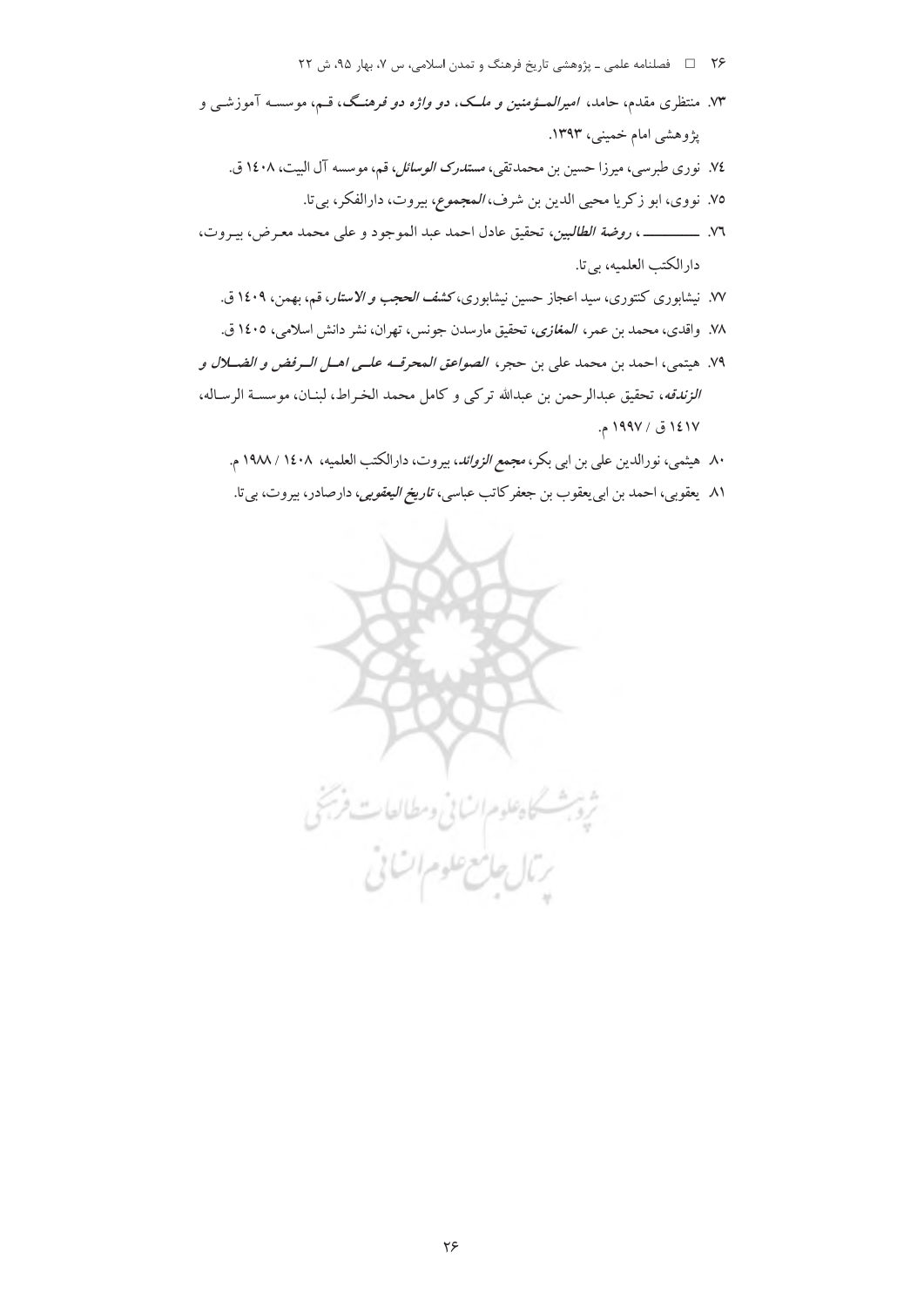۷۳. منتظری مقدم، حامد، *امیرالمؤمنین و ملک، دو واژه دو فرهنگ*، قم، موسسه آموزشی و پژوهشی امام خمینی، ۱۳۹۳.

۷٤. نوری طبرسی، میرزا حسین بن محمدتقی، *مستدرک الوسائل*، قم، موسسه آل البیت، ۱٤۰۸ ق.

۷۵. نووی، ابو زکریا محیی الدین بن شرف، *المجموع*، بیروت، دارالفکر، بی‌تا.

۷٦. ــــــــــ، *روضة الطالبین*، تحقیق عادل احمد عبد الموجود و علی محمد معرض، بیروت، دارالکتب العلمیه، بی‌تا.

۷۷. نیشابوری کنتوری، سید اعجاز حسین نیشابوری، *کشف الحجب و الاستار*، قم، بهمن، ۱٤۰۹ ق.

۷۸. واقدی، محمد بن عمر، *المغازی*، تحقیق مارسدن جونس، تهران، نشر دانش اسلامی، ۱٤۰۵ ق.

۷۹. هیتمی، احمد بن محمد علی بن حجر، *الصواعق المحرقه علی اهل الرفض و الضلال و الزندقه*، تحقیق عبدالرحمن بن عبدالله ترکی و کامل محمد الخراط، لبنان، موسسة الرساله، ۱٤۱۷ ق / ۱۹۹۷ م.

۸۰. هیثمی، نورالدین علی بن ابی بکر، *مجمع الزوائد*، بیروت، دارالکتب العلمیه، ۱٤۰۸ / ۱۹۸۸ م.

۸۱. یعقوبی، احمد بن ابی‌یعقوب بن جعفر کاتب عباسی، *تاریخ الیعقوبی*، دارصادر، بیروت، بی‌تا.